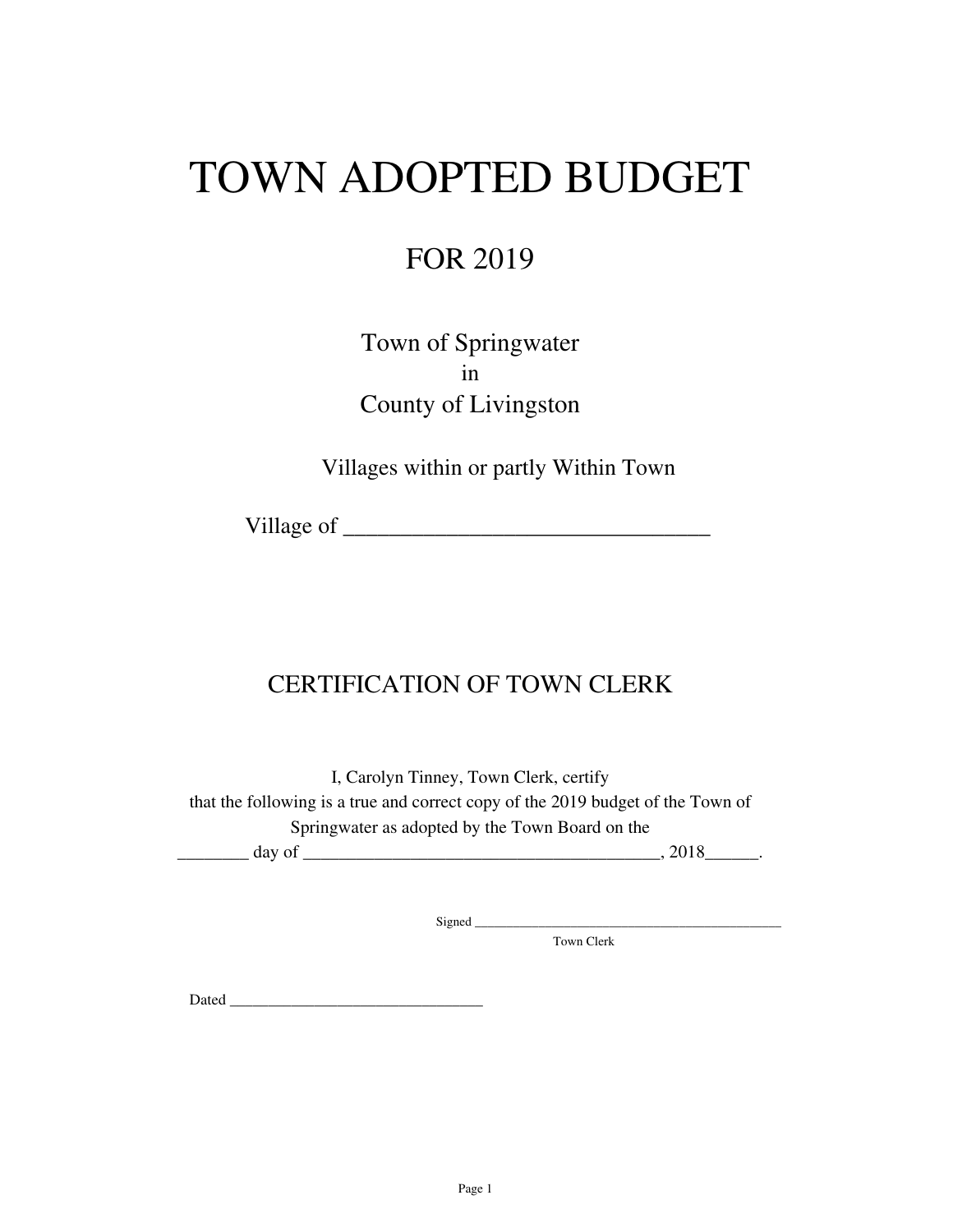# TOWN ADOPTED BUDGET

## FOR 2019

Town of Springwater
in
County of Livingston

Villages within or partly Within Town

Village of ________________________________

## CERTIFICATION OF TOWN CLERK

I, Carolyn Tinney, Town Clerk, certify
that the following is a true and correct copy of the 2019 budget of the Town of
Springwater as adopted by the Town Board on the
________ day of ________________________________________, 2018______.

Signed ____________________________________________
Town Clerk

Dated _______________________________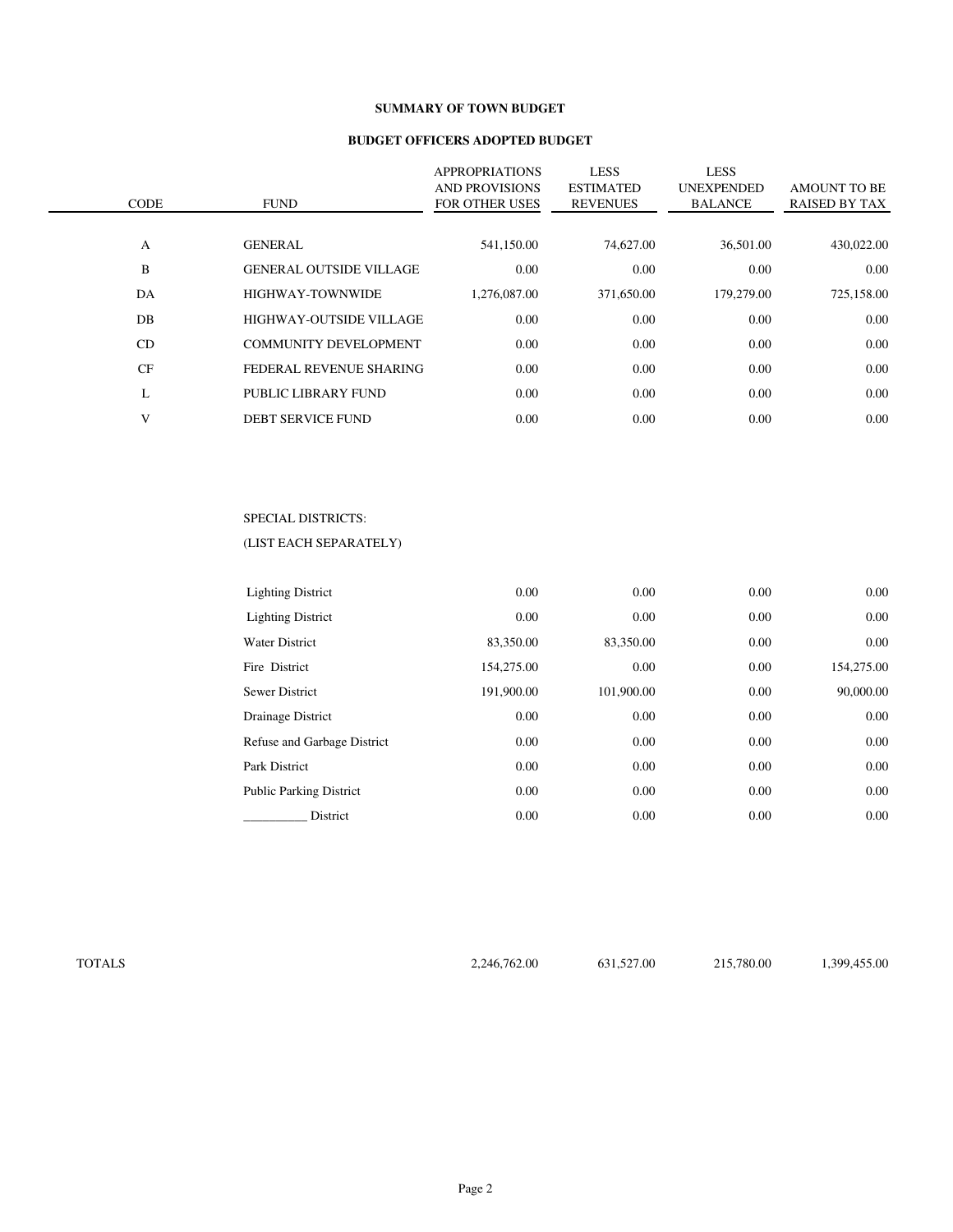**SUMMARY OF TOWN BUDGET**

**BUDGET OFFICERS ADOPTED BUDGET**

| CODE | FUND | APPROPRIATIONS AND PROVISIONS FOR OTHER USES | LESS ESTIMATED REVENUES | LESS UNEXPENDED BALANCE | AMOUNT TO BE RAISED BY TAX |
|---|---|---|---|---|---|
| A | GENERAL | 541,150.00 | 74,627.00 | 36,501.00 | 430,022.00 |
| B | GENERAL OUTSIDE VILLAGE | 0.00 | 0.00 | 0.00 | 0.00 |
| DA | HIGHWAY-TOWNWIDE | 1,276,087.00 | 371,650.00 | 179,279.00 | 725,158.00 |
| DB | HIGHWAY-OUTSIDE VILLAGE | 0.00 | 0.00 | 0.00 | 0.00 |
| CD | COMMUNITY DEVELOPMENT | 0.00 | 0.00 | 0.00 | 0.00 |
| CF | FEDERAL REVENUE SHARING | 0.00 | 0.00 | 0.00 | 0.00 |
| L | PUBLIC LIBRARY FUND | 0.00 | 0.00 | 0.00 | 0.00 |
| V | DEBT SERVICE FUND | 0.00 | 0.00 | 0.00 | 0.00 |
| | SPECIAL DISTRICTS: | | | | |
| | (LIST EACH SEPARATELY) | | | | |
| | Lighting District | 0.00 | 0.00 | 0.00 | 0.00 |
| | Lighting District | 0.00 | 0.00 | 0.00 | 0.00 |
| | Water District | 83,350.00 | 83,350.00 | 0.00 | 0.00 |
| | Fire District | 154,275.00 | 0.00 | 0.00 | 154,275.00 |
| | Sewer District | 191,900.00 | 101,900.00 | 0.00 | 90,000.00 |
| | Drainage District | 0.00 | 0.00 | 0.00 | 0.00 |
| | Refuse and Garbage District | 0.00 | 0.00 | 0.00 | 0.00 |
| | Park District | 0.00 | 0.00 | 0.00 | 0.00 |
| | Public Parking District | 0.00 | 0.00 | 0.00 | 0.00 |
| | __________ District | 0.00 | 0.00 | 0.00 | 0.00 |
| TOTALS | | 2,246,762.00 | 631,527.00 | 215,780.00 | 1,399,455.00 |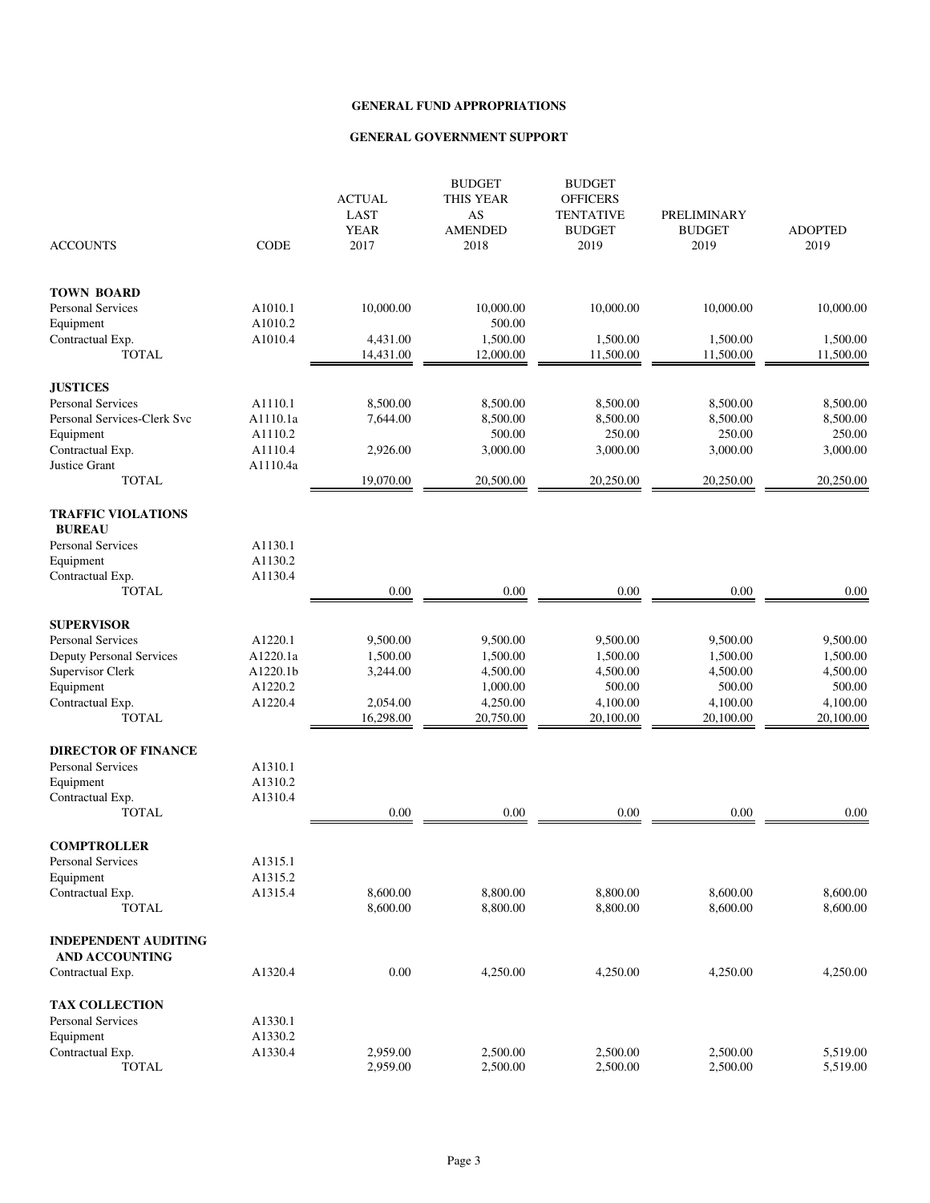# GENERAL FUND APPROPRIATIONS

## GENERAL GOVERNMENT SUPPORT

| ACCOUNTS | CODE | ACTUAL LAST YEAR 2017 | BUDGET THIS YEAR AS AMENDED 2018 | BUDGET OFFICERS TENTATIVE BUDGET 2019 | PRELIMINARY BUDGET 2019 | ADOPTED 2019 |
|---|---|---|---|---|---|---|
| **TOWN BOARD** | | | | | | |
| Personal Services | A1010.1 | 10,000.00 | 10,000.00 | 10,000.00 | 10,000.00 | 10,000.00 |
| Equipment | A1010.2 | | 500.00 | | | |
| Contractual Exp. | A1010.4 | 4,431.00 | 1,500.00 | 1,500.00 | 1,500.00 | 1,500.00 |
| TOTAL | | 14,431.00 | 12,000.00 | 11,500.00 | 11,500.00 | 11,500.00 |
| **JUSTICES** | | | | | | |
| Personal Services | A1110.1 | 8,500.00 | 8,500.00 | 8,500.00 | 8,500.00 | 8,500.00 |
| Personal Services-Clerk Svc | A1110.1a | 7,644.00 | 8,500.00 | 8,500.00 | 8,500.00 | 8,500.00 |
| Equipment | A1110.2 | | 500.00 | 250.00 | 250.00 | 250.00 |
| Contractual Exp. | A1110.4 | 2,926.00 | 3,000.00 | 3,000.00 | 3,000.00 | 3,000.00 |
| Justice Grant | A1110.4a | | | | | |
| TOTAL | | 19,070.00 | 20,500.00 | 20,250.00 | 20,250.00 | 20,250.00 |
| **TRAFFIC VIOLATIONS BUREAU** | | | | | | |
| Personal Services | A1130.1 | | | | | |
| Equipment | A1130.2 | | | | | |
| Contractual Exp. | A1130.4 | | | | | |
| TOTAL | | 0.00 | 0.00 | 0.00 | 0.00 | 0.00 |
| **SUPERVISOR** | | | | | | |
| Personal Services | A1220.1 | 9,500.00 | 9,500.00 | 9,500.00 | 9,500.00 | 9,500.00 |
| Deputy Personal Services | A1220.1a | 1,500.00 | 1,500.00 | 1,500.00 | 1,500.00 | 1,500.00 |
| Supervisor Clerk | A1220.1b | 3,244.00 | 4,500.00 | 4,500.00 | 4,500.00 | 4,500.00 |
| Equipment | A1220.2 | | 1,000.00 | 500.00 | 500.00 | 500.00 |
| Contractual Exp. | A1220.4 | 2,054.00 | 4,250.00 | 4,100.00 | 4,100.00 | 4,100.00 |
| TOTAL | | 16,298.00 | 20,750.00 | 20,100.00 | 20,100.00 | 20,100.00 |
| **DIRECTOR OF FINANCE** | | | | | | |
| Personal Services | A1310.1 | | | | | |
| Equipment | A1310.2 | | | | | |
| Contractual Exp. | A1310.4 | | | | | |
| TOTAL | | 0.00 | 0.00 | 0.00 | 0.00 | 0.00 |
| **COMPTROLLER** | | | | | | |
| Personal Services | A1315.1 | | | | | |
| Equipment | A1315.2 | | | | | |
| Contractual Exp. | A1315.4 | 8,600.00 | 8,800.00 | 8,800.00 | 8,600.00 | 8,600.00 |
| TOTAL | | 8,600.00 | 8,800.00 | 8,800.00 | 8,600.00 | 8,600.00 |
| **INDEPENDENT AUDITING AND ACCOUNTING** | | | | | | |
| Contractual Exp. | A1320.4 | 0.00 | 4,250.00 | 4,250.00 | 4,250.00 | 4,250.00 |
| **TAX COLLECTION** | | | | | | |
| Personal Services | A1330.1 | | | | | |
| Equipment | A1330.2 | | | | | |
| Contractual Exp. | A1330.4 | 2,959.00 | 2,500.00 | 2,500.00 | 2,500.00 | 5,519.00 |
| TOTAL | | 2,959.00 | 2,500.00 | 2,500.00 | 2,500.00 | 5,519.00 |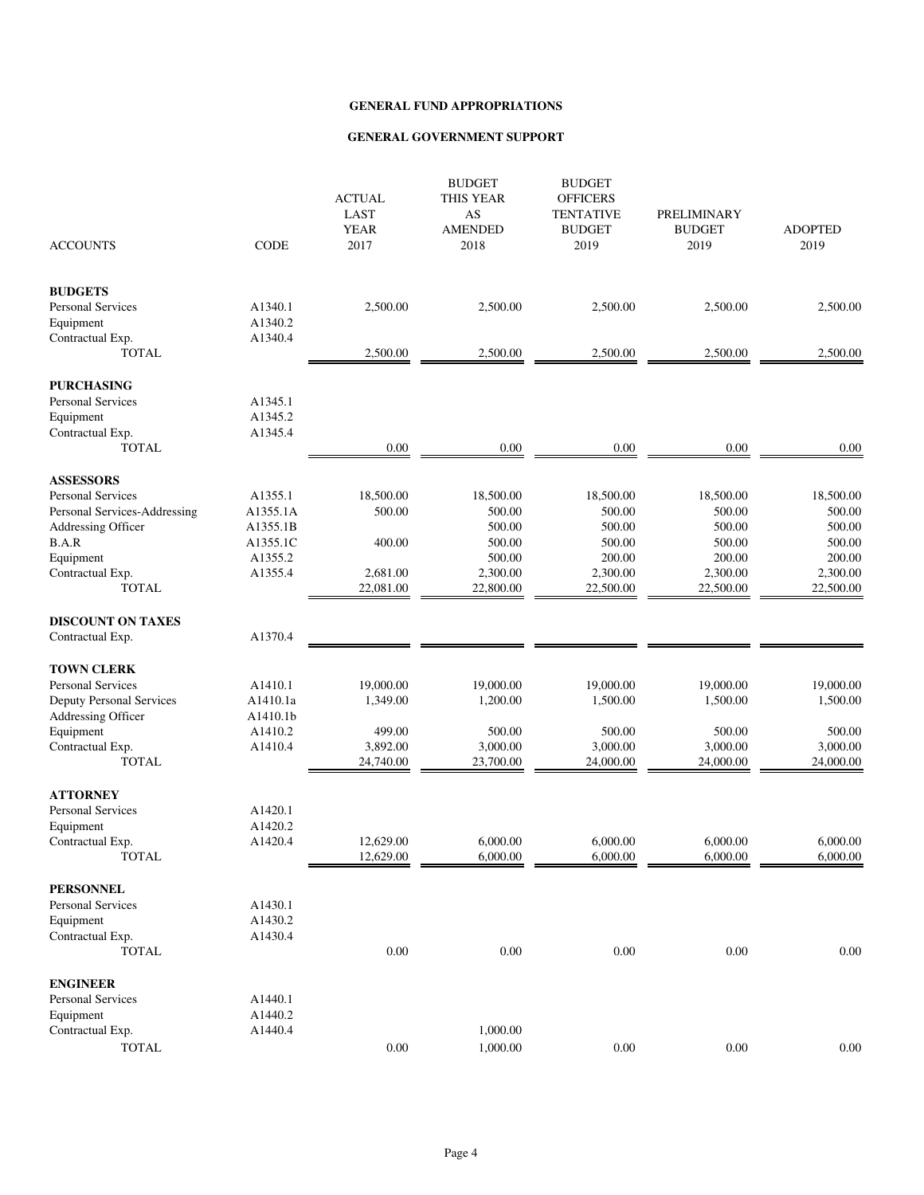**GENERAL FUND APPROPRIATIONS**

**GENERAL GOVERNMENT SUPPORT**

| ACCOUNTS | CODE | ACTUAL LAST YEAR 2017 | BUDGET THIS YEAR AS AMENDED 2018 | BUDGET OFFICERS TENTATIVE BUDGET 2019 | PRELIMINARY BUDGET 2019 | ADOPTED 2019 |
|---|---|---|---|---|---|---|
| **BUDGETS** | | | | | | |
| Personal Services | A1340.1 | 2,500.00 | 2,500.00 | 2,500.00 | 2,500.00 | 2,500.00 |
| Equipment | A1340.2 | | | | | |
| Contractual Exp. | A1340.4 | | | | | |
| TOTAL | | 2,500.00 | 2,500.00 | 2,500.00 | 2,500.00 | 2,500.00 |
| **PURCHASING** | | | | | | |
| Personal Services | A1345.1 | | | | | |
| Equipment | A1345.2 | | | | | |
| Contractual Exp. | A1345.4 | | | | | |
| TOTAL | | 0.00 | 0.00 | 0.00 | 0.00 | 0.00 |
| **ASSESSORS** | | | | | | |
| Personal Services | A1355.1 | 18,500.00 | 18,500.00 | 18,500.00 | 18,500.00 | 18,500.00 |
| Personal Services-Addressing | A1355.1A | 500.00 | 500.00 | 500.00 | 500.00 | 500.00 |
| Addressing Officer | A1355.1B | | 500.00 | 500.00 | 500.00 | 500.00 |
| B.A.R | A1355.1C | 400.00 | 500.00 | 500.00 | 500.00 | 500.00 |
| Equipment | A1355.2 | | 500.00 | 200.00 | 200.00 | 200.00 |
| Contractual Exp. | A1355.4 | 2,681.00 | 2,300.00 | 2,300.00 | 2,300.00 | 2,300.00 |
| TOTAL | | 22,081.00 | 22,800.00 | 22,500.00 | 22,500.00 | 22,500.00 |
| **DISCOUNT ON TAXES** | | | | | | |
| Contractual Exp. | A1370.4 | | | | | |
| **TOWN CLERK** | | | | | | |
| Personal Services | A1410.1 | 19,000.00 | 19,000.00 | 19,000.00 | 19,000.00 | 19,000.00 |
| Deputy Personal Services | A1410.1a | 1,349.00 | 1,200.00 | 1,500.00 | 1,500.00 | 1,500.00 |
| Addressing Officer | A1410.1b | | | | | |
| Equipment | A1410.2 | 499.00 | 500.00 | 500.00 | 500.00 | 500.00 |
| Contractual Exp. | A1410.4 | 3,892.00 | 3,000.00 | 3,000.00 | 3,000.00 | 3,000.00 |
| TOTAL | | 24,740.00 | 23,700.00 | 24,000.00 | 24,000.00 | 24,000.00 |
| **ATTORNEY** | | | | | | |
| Personal Services | A1420.1 | | | | | |
| Equipment | A1420.2 | | | | | |
| Contractual Exp. | A1420.4 | 12,629.00 | 6,000.00 | 6,000.00 | 6,000.00 | 6,000.00 |
| TOTAL | | 12,629.00 | 6,000.00 | 6,000.00 | 6,000.00 | 6,000.00 |
| **PERSONNEL** | | | | | | |
| Personal Services | A1430.1 | | | | | |
| Equipment | A1430.2 | | | | | |
| Contractual Exp. | A1430.4 | | | | | |
| TOTAL | | 0.00 | 0.00 | 0.00 | 0.00 | 0.00 |
| **ENGINEER** | | | | | | |
| Personal Services | A1440.1 | | | | | |
| Equipment | A1440.2 | | | | | |
| Contractual Exp. | A1440.4 | | 1,000.00 | | | |
| TOTAL | | 0.00 | 1,000.00 | 0.00 | 0.00 | 0.00 |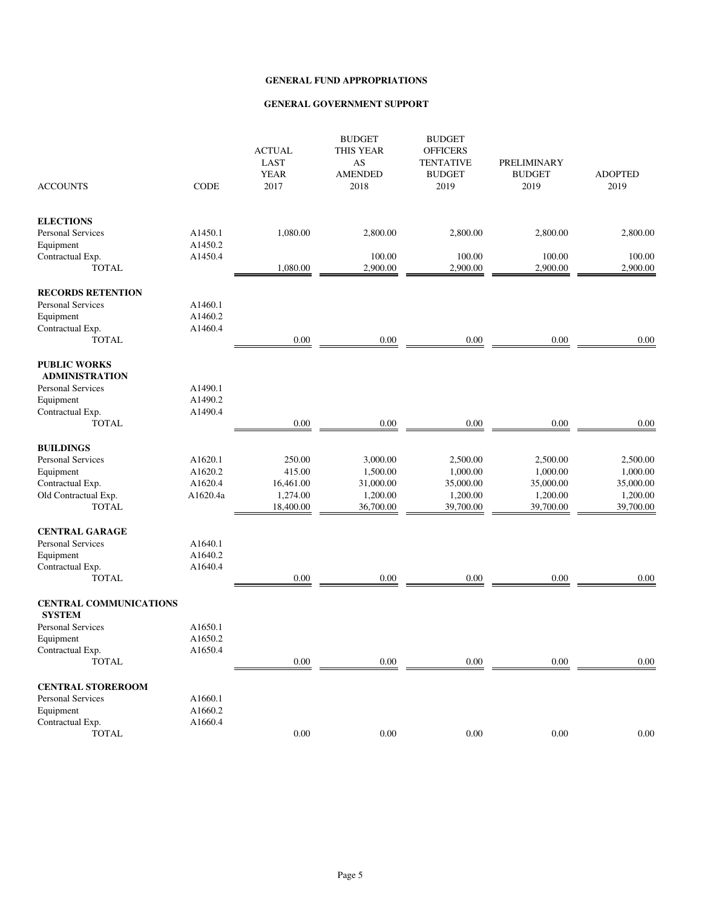## GENERAL FUND APPROPRIATIONS

### GENERAL GOVERNMENT SUPPORT

| ACCOUNTS | CODE | ACTUAL LAST YEAR 2017 | BUDGET THIS YEAR AS AMENDED 2018 | BUDGET OFFICERS TENTATIVE BUDGET 2019 | PRELIMINARY BUDGET 2019 | ADOPTED 2019 |
|---|---|---|---|---|---|---|
| **ELECTIONS** | | | | | | |
| Personal Services | A1450.1 | 1,080.00 | 2,800.00 | 2,800.00 | 2,800.00 | 2,800.00 |
| Equipment | A1450.2 | | | | | |
| Contractual Exp. | A1450.4 | | 100.00 | 100.00 | 100.00 | 100.00 |
| TOTAL | | 1,080.00 | 2,900.00 | 2,900.00 | 2,900.00 | 2,900.00 |
| **RECORDS RETENTION** | | | | | | |
| Personal Services | A1460.1 | | | | | |
| Equipment | A1460.2 | | | | | |
| Contractual Exp. | A1460.4 | | | | | |
| TOTAL | | 0.00 | 0.00 | 0.00 | 0.00 | 0.00 |
| **PUBLIC WORKS ADMINISTRATION** | | | | | | |
| Personal Services | A1490.1 | | | | | |
| Equipment | A1490.2 | | | | | |
| Contractual Exp. | A1490.4 | | | | | |
| TOTAL | | 0.00 | 0.00 | 0.00 | 0.00 | 0.00 |
| **BUILDINGS** | | | | | | |
| Personal Services | A1620.1 | 250.00 | 3,000.00 | 2,500.00 | 2,500.00 | 2,500.00 |
| Equipment | A1620.2 | 415.00 | 1,500.00 | 1,000.00 | 1,000.00 | 1,000.00 |
| Contractual Exp. | A1620.4 | 16,461.00 | 31,000.00 | 35,000.00 | 35,000.00 | 35,000.00 |
| Old Contractual Exp. | A1620.4a | 1,274.00 | 1,200.00 | 1,200.00 | 1,200.00 | 1,200.00 |
| TOTAL | | 18,400.00 | 36,700.00 | 39,700.00 | 39,700.00 | 39,700.00 |
| **CENTRAL GARAGE** | | | | | | |
| Personal Services | A1640.1 | | | | | |
| Equipment | A1640.2 | | | | | |
| Contractual Exp. | A1640.4 | | | | | |
| TOTAL | | 0.00 | 0.00 | 0.00 | 0.00 | 0.00 |
| **CENTRAL COMMUNICATIONS SYSTEM** | | | | | | |
| Personal Services | A1650.1 | | | | | |
| Equipment | A1650.2 | | | | | |
| Contractual Exp. | A1650.4 | | | | | |
| TOTAL | | 0.00 | 0.00 | 0.00 | 0.00 | 0.00 |
| **CENTRAL STOREROOM** | | | | | | |
| Personal Services | A1660.1 | | | | | |
| Equipment | A1660.2 | | | | | |
| Contractual Exp. | A1660.4 | | | | | |
| TOTAL | | 0.00 | 0.00 | 0.00 | 0.00 | 0.00 |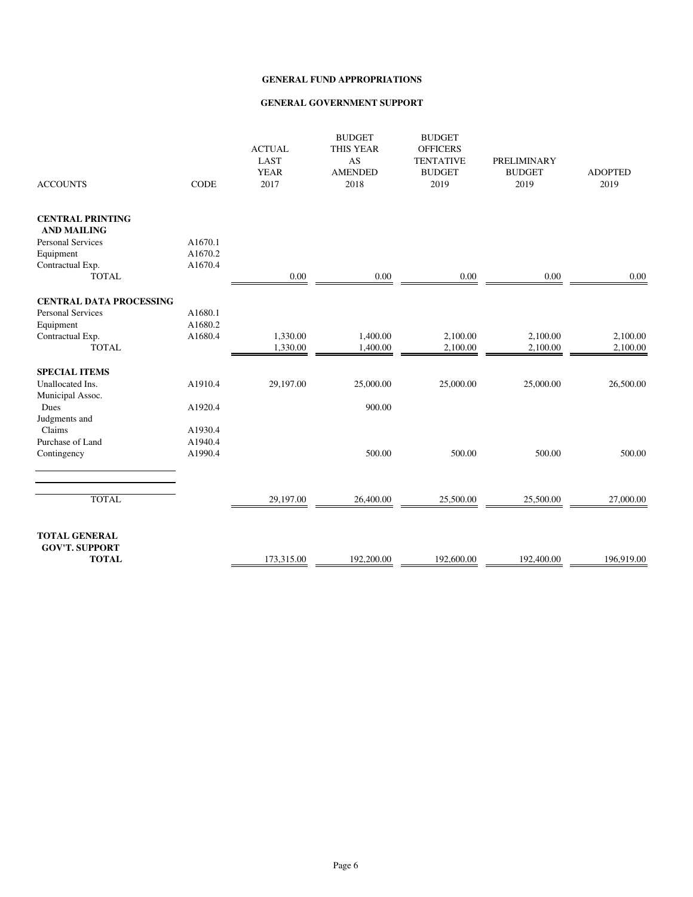# GENERAL FUND APPROPRIATIONS

## GENERAL GOVERNMENT SUPPORT

| ACCOUNTS | CODE | ACTUAL LAST YEAR 2017 | BUDGET THIS YEAR AS AMENDED 2018 | BUDGET OFFICERS TENTATIVE BUDGET 2019 | PRELIMINARY BUDGET 2019 | ADOPTED 2019 |
|---|---|---|---|---|---|---|
| **CENTRAL PRINTING AND MAILING** | | | | | | |
| Personal Services | A1670.1 | | | | | |
| Equipment | A1670.2 | | | | | |
| Contractual Exp. | A1670.4 | | | | | |
| TOTAL | | 0.00 | 0.00 | 0.00 | 0.00 | 0.00 |
| **CENTRAL DATA PROCESSING** | | | | | | |
| Personal Services | A1680.1 | | | | | |
| Equipment | A1680.2 | | | | | |
| Contractual Exp. | A1680.4 | 1,330.00 | 1,400.00 | 2,100.00 | 2,100.00 | 2,100.00 |
| TOTAL | | 1,330.00 | 1,400.00 | 2,100.00 | 2,100.00 | 2,100.00 |
| **SPECIAL ITEMS** | | | | | | |
| Unallocated Ins. | A1910.4 | 29,197.00 | 25,000.00 | 25,000.00 | 25,000.00 | 26,500.00 |
| Municipal Assoc. Dues | A1920.4 | | 900.00 | | | |
| Judgments and Claims | A1930.4 | | | | | |
| Purchase of Land | A1940.4 | | | | | |
| Contingency | A1990.4 | | 500.00 | 500.00 | 500.00 | 500.00 |
| | | | | | | |
| | | | | | | |
| TOTAL | | 29,197.00 | 26,400.00 | 25,500.00 | 25,500.00 | 27,000.00 |
| **TOTAL GENERAL GOV'T. SUPPORT TOTAL** | | 173,315.00 | 192,200.00 | 192,600.00 | 192,400.00 | 196,919.00 |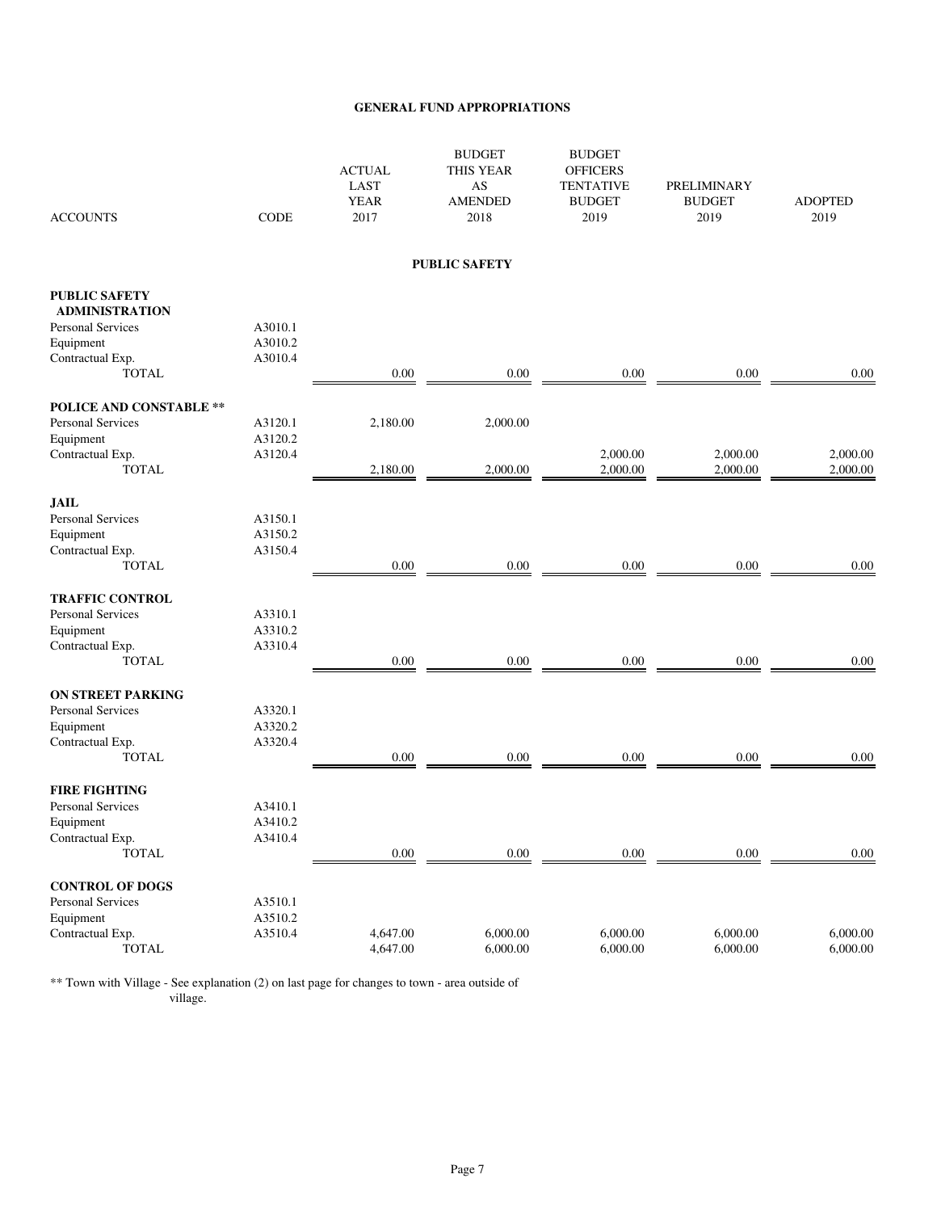## GENERAL FUND APPROPRIATIONS

| ACCOUNTS | CODE | ACTUAL LAST YEAR 2017 | BUDGET THIS YEAR AS AMENDED 2018 | BUDGET OFFICERS TENTATIVE BUDGET 2019 | PRELIMINARY BUDGET 2019 | ADOPTED 2019 |
|---|---|---|---|---|---|---|
| **PUBLIC SAFETY** | | | | | | |
| **PUBLIC SAFETY ADMINISTRATION** | | | | | | |
| Personal Services | A3010.1 | | | | | |
| Equipment | A3010.2 | | | | | |
| Contractual Exp. | A3010.4 | | | | | |
| TOTAL | | 0.00 | 0.00 | 0.00 | 0.00 | 0.00 |
| **POLICE AND CONSTABLE \*\*** | | | | | | |
| Personal Services | A3120.1 | 2,180.00 | 2,000.00 | | | |
| Equipment | A3120.2 | | | | | |
| Contractual Exp. | A3120.4 | | | 2,000.00 | 2,000.00 | 2,000.00 |
| TOTAL | | 2,180.00 | 2,000.00 | 2,000.00 | 2,000.00 | 2,000.00 |
| **JAIL** | | | | | | |
| Personal Services | A3150.1 | | | | | |
| Equipment | A3150.2 | | | | | |
| Contractual Exp. | A3150.4 | | | | | |
| TOTAL | | 0.00 | 0.00 | 0.00 | 0.00 | 0.00 |
| **TRAFFIC CONTROL** | | | | | | |
| Personal Services | A3310.1 | | | | | |
| Equipment | A3310.2 | | | | | |
| Contractual Exp. | A3310.4 | | | | | |
| TOTAL | | 0.00 | 0.00 | 0.00 | 0.00 | 0.00 |
| **ON STREET PARKING** | | | | | | |
| Personal Services | A3320.1 | | | | | |
| Equipment | A3320.2 | | | | | |
| Contractual Exp. | A3320.4 | | | | | |
| TOTAL | | 0.00 | 0.00 | 0.00 | 0.00 | 0.00 |
| **FIRE FIGHTING** | | | | | | |
| Personal Services | A3410.1 | | | | | |
| Equipment | A3410.2 | | | | | |
| Contractual Exp. | A3410.4 | | | | | |
| TOTAL | | 0.00 | 0.00 | 0.00 | 0.00 | 0.00 |
| **CONTROL OF DOGS** | | | | | | |
| Personal Services | A3510.1 | | | | | |
| Equipment | A3510.2 | | | | | |
| Contractual Exp. | A3510.4 | 4,647.00 | 6,000.00 | 6,000.00 | 6,000.00 | 6,000.00 |
| TOTAL | | 4,647.00 | 6,000.00 | 6,000.00 | 6,000.00 | 6,000.00 |

** Town with Village - See explanation (2) on last page for changes to town - area outside of village.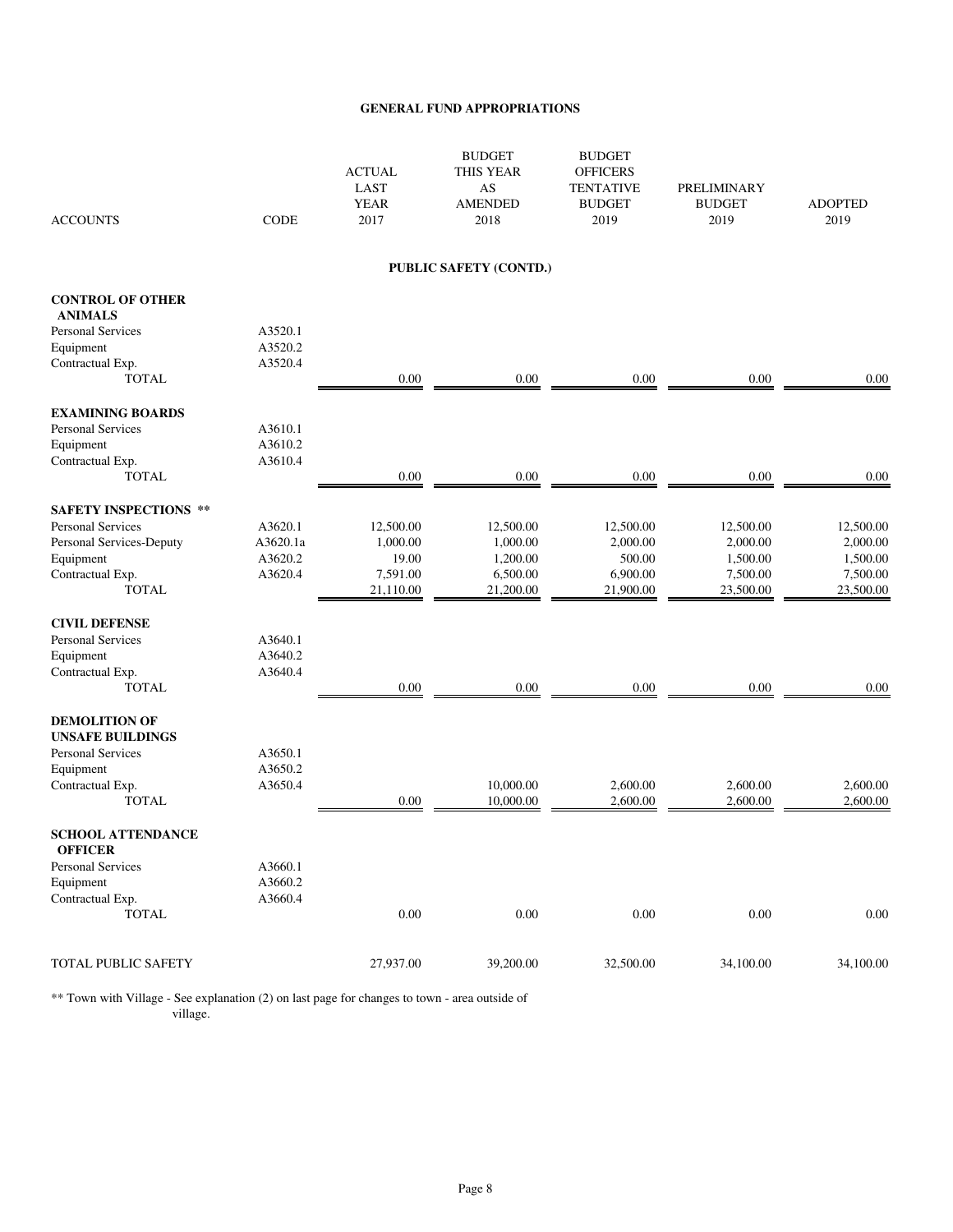**GENERAL FUND APPROPRIATIONS**

| ACCOUNTS | CODE | ACTUAL LAST YEAR 2017 | BUDGET THIS YEAR AS AMENDED 2018 | BUDGET OFFICERS TENTATIVE BUDGET 2019 | PRELIMINARY BUDGET 2019 | ADOPTED 2019 |
|---|---|---|---|---|---|---|
| | | | **PUBLIC SAFETY (CONTD.)** | | | |
| **CONTROL OF OTHER ANIMALS** | | | | | | |
| Personal Services | A3520.1 | | | | | |
| Equipment | A3520.2 | | | | | |
| Contractual Exp. | A3520.4 | | | | | |
| TOTAL | | 0.00 | 0.00 | 0.00 | 0.00 | 0.00 |
| **EXAMINING BOARDS** | | | | | | |
| Personal Services | A3610.1 | | | | | |
| Equipment | A3610.2 | | | | | |
| Contractual Exp. | A3610.4 | | | | | |
| TOTAL | | 0.00 | 0.00 | 0.00 | 0.00 | 0.00 |
| **SAFETY INSPECTIONS \*\*** | | | | | | |
| Personal Services | A3620.1 | 12,500.00 | 12,500.00 | 12,500.00 | 12,500.00 | 12,500.00 |
| Personal Services-Deputy | A3620.1a | 1,000.00 | 1,000.00 | 2,000.00 | 2,000.00 | 2,000.00 |
| Equipment | A3620.2 | 19.00 | 1,200.00 | 500.00 | 1,500.00 | 1,500.00 |
| Contractual Exp. | A3620.4 | 7,591.00 | 6,500.00 | 6,900.00 | 7,500.00 | 7,500.00 |
| TOTAL | | 21,110.00 | 21,200.00 | 21,900.00 | 23,500.00 | 23,500.00 |
| **CIVIL DEFENSE** | | | | | | |
| Personal Services | A3640.1 | | | | | |
| Equipment | A3640.2 | | | | | |
| Contractual Exp. | A3640.4 | | | | | |
| TOTAL | | 0.00 | 0.00 | 0.00 | 0.00 | 0.00 |
| **DEMOLITION OF UNSAFE BUILDINGS** | | | | | | |
| Personal Services | A3650.1 | | | | | |
| Equipment | A3650.2 | | | | | |
| Contractual Exp. | A3650.4 | | 10,000.00 | 2,600.00 | 2,600.00 | 2,600.00 |
| TOTAL | | 0.00 | 10,000.00 | 2,600.00 | 2,600.00 | 2,600.00 |
| **SCHOOL ATTENDANCE OFFICER** | | | | | | |
| Personal Services | A3660.1 | | | | | |
| Equipment | A3660.2 | | | | | |
| Contractual Exp. | A3660.4 | | | | | |
| TOTAL | | 0.00 | 0.00 | 0.00 | 0.00 | 0.00 |
| TOTAL PUBLIC SAFETY | | 27,937.00 | 39,200.00 | 32,500.00 | 34,100.00 | 34,100.00 |

** Town with Village - See explanation (2) on last page for changes to town - area outside of village.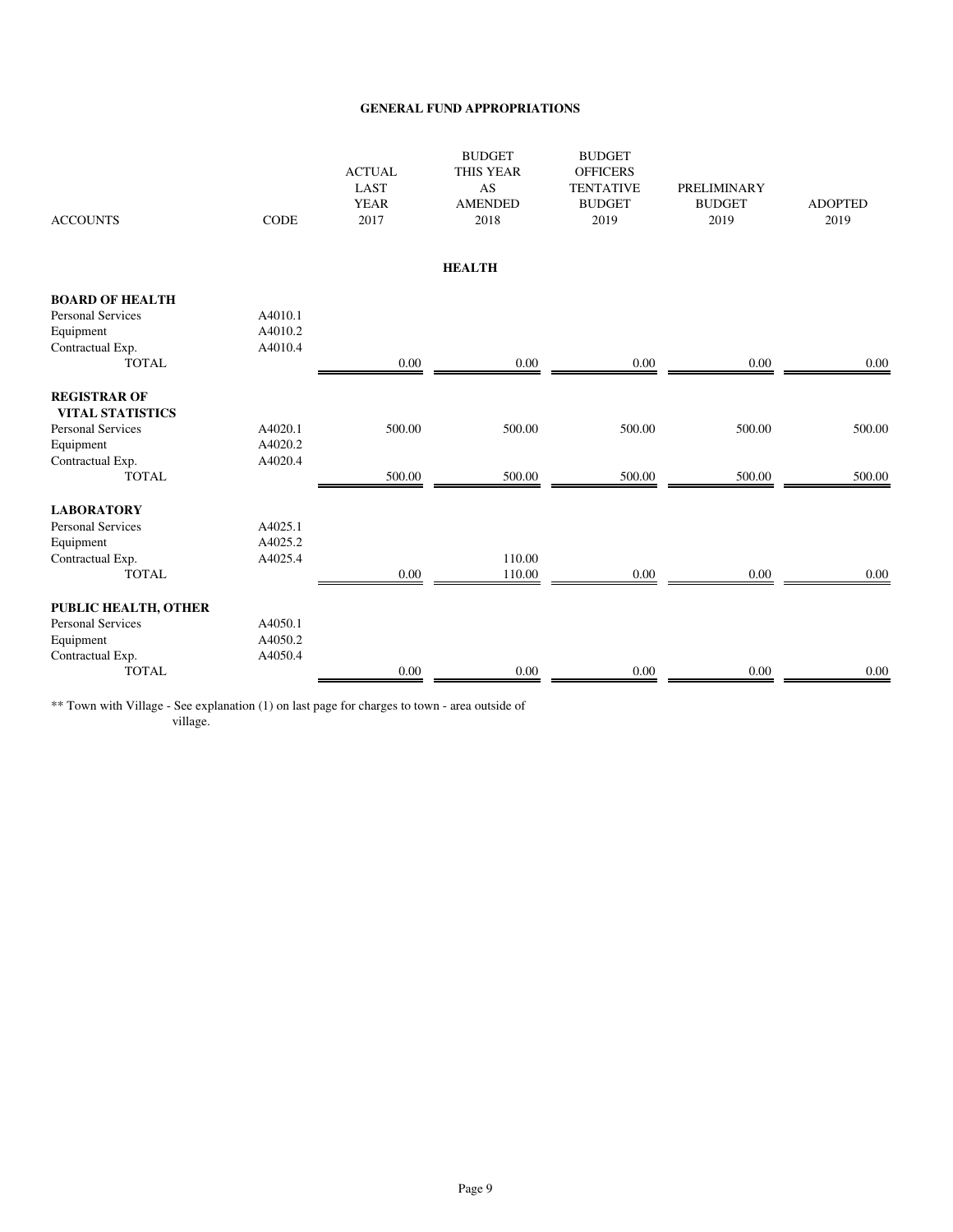## GENERAL FUND APPROPRIATIONS

| ACCOUNTS | CODE | ACTUAL LAST YEAR 2017 | BUDGET THIS YEAR AS AMENDED 2018 | BUDGET OFFICERS TENTATIVE BUDGET 2019 | PRELIMINARY BUDGET 2019 | ADOPTED 2019 |
|---|---|---|---|---|---|---|
| | | | **HEALTH** | | | |
| **BOARD OF HEALTH** | | | | | | |
| Personal Services | A4010.1 | | | | | |
| Equipment | A4010.2 | | | | | |
| Contractual Exp. | A4010.4 | | | | | |
| TOTAL | | 0.00 | 0.00 | 0.00 | 0.00 | 0.00 |
| **REGISTRAR OF VITAL STATISTICS** | | | | | | |
| Personal Services | A4020.1 | 500.00 | 500.00 | 500.00 | 500.00 | 500.00 |
| Equipment | A4020.2 | | | | | |
| Contractual Exp. | A4020.4 | | | | | |
| TOTAL | | 500.00 | 500.00 | 500.00 | 500.00 | 500.00 |
| **LABORATORY** | | | | | | |
| Personal Services | A4025.1 | | | | | |
| Equipment | A4025.2 | | | | | |
| Contractual Exp. | A4025.4 | | 110.00 | | | |
| TOTAL | | 0.00 | 110.00 | 0.00 | 0.00 | 0.00 |
| **PUBLIC HEALTH, OTHER** | | | | | | |
| Personal Services | A4050.1 | | | | | |
| Equipment | A4050.2 | | | | | |
| Contractual Exp. | A4050.4 | | | | | |
| TOTAL | | 0.00 | 0.00 | 0.00 | 0.00 | 0.00 |

** Town with Village - See explanation (1) on last page for charges to town - area outside of village.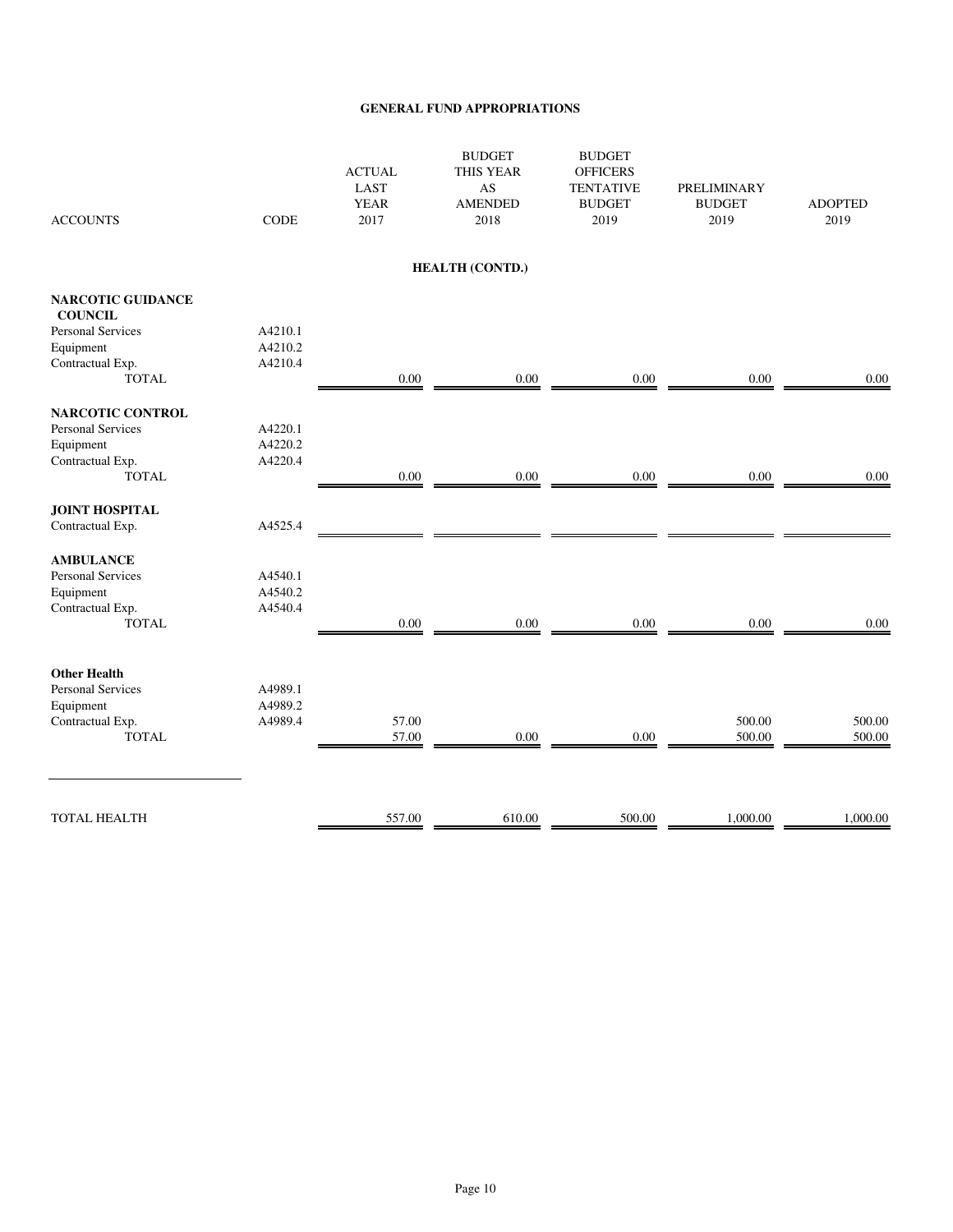**GENERAL FUND APPROPRIATIONS**

| ACCOUNTS | CODE | ACTUAL LAST YEAR 2017 | BUDGET THIS YEAR AS AMENDED 2018 | BUDGET OFFICERS TENTATIVE BUDGET 2019 | PRELIMINARY BUDGET 2019 | ADOPTED 2019 |
|---|---|---|---|---|---|---|
| | | | **HEALTH (CONTD.)** | | | |
| **NARCOTIC GUIDANCE COUNCIL** | | | | | | |
| Personal Services | A4210.1 | | | | | |
| Equipment | A4210.2 | | | | | |
| Contractual Exp. | A4210.4 | | | | | |
| TOTAL | | 0.00 | 0.00 | 0.00 | 0.00 | 0.00 |
| **NARCOTIC CONTROL** | | | | | | |
| Personal Services | A4220.1 | | | | | |
| Equipment | A4220.2 | | | | | |
| Contractual Exp. | A4220.4 | | | | | |
| TOTAL | | 0.00 | 0.00 | 0.00 | 0.00 | 0.00 |
| **JOINT HOSPITAL** | | | | | | |
| Contractual Exp. | A4525.4 | | | | | |
| **AMBULANCE** | | | | | | |
| Personal Services | A4540.1 | | | | | |
| Equipment | A4540.2 | | | | | |
| Contractual Exp. | A4540.4 | | | | | |
| TOTAL | | 0.00 | 0.00 | 0.00 | 0.00 | 0.00 |
| **Other Health** | | | | | | |
| Personal Services | A4989.1 | | | | | |
| Equipment | A4989.2 | | | | | |
| Contractual Exp. | A4989.4 | 57.00 | | | 500.00 | 500.00 |
| TOTAL | | 57.00 | 0.00 | 0.00 | 500.00 | 500.00 |
| TOTAL HEALTH | | 557.00 | 610.00 | 500.00 | 1,000.00 | 1,000.00 |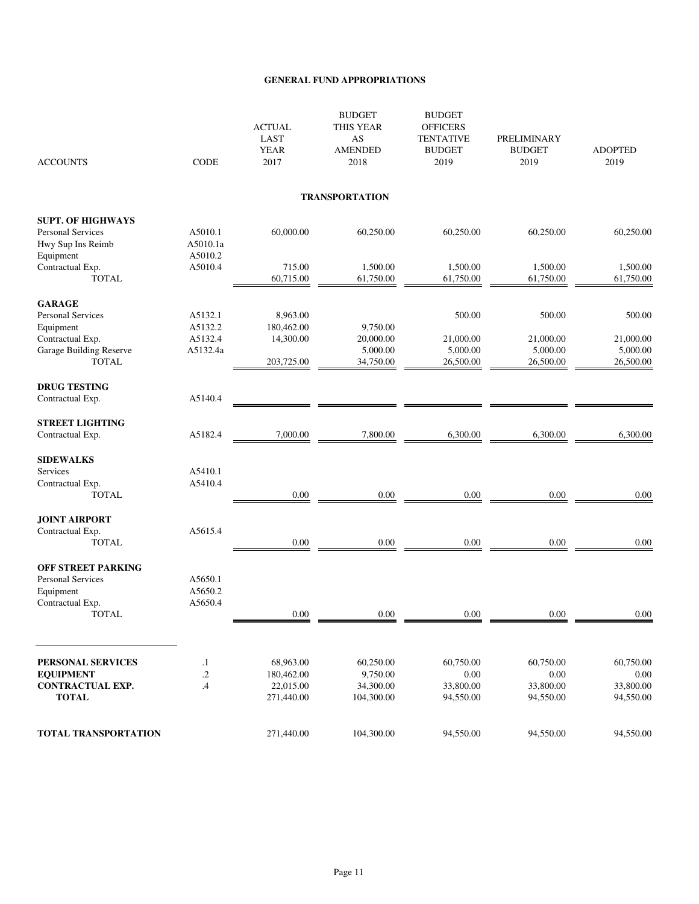## GENERAL FUND APPROPRIATIONS

| ACCOUNTS | CODE | ACTUAL LAST YEAR 2017 | BUDGET THIS YEAR AS AMENDED 2018 | BUDGET OFFICERS TENTATIVE BUDGET 2019 | PRELIMINARY BUDGET 2019 | ADOPTED 2019 |
|---|---|---|---|---|---|---|
| | | | **TRANSPORTATION** | | | |
| **SUPT. OF HIGHWAYS** | | | | | | |
| Personal Services | A5010.1 | 60,000.00 | 60,250.00 | 60,250.00 | 60,250.00 | 60,250.00 |
| Hwy Sup Ins Reimb | A5010.1a | | | | | |
| Equipment | A5010.2 | | | | | |
| Contractual Exp. | A5010.4 | 715.00 | 1,500.00 | 1,500.00 | 1,500.00 | 1,500.00 |
| TOTAL | | 60,715.00 | 61,750.00 | 61,750.00 | 61,750.00 | 61,750.00 |
| **GARAGE** | | | | | | |
| Personal Services | A5132.1 | 8,963.00 | | 500.00 | 500.00 | 500.00 |
| Equipment | A5132.2 | 180,462.00 | 9,750.00 | | | |
| Contractual Exp. | A5132.4 | 14,300.00 | 20,000.00 | 21,000.00 | 21,000.00 | 21,000.00 |
| Garage Building Reserve | A5132.4a | | 5,000.00 | 5,000.00 | 5,000.00 | 5,000.00 |
| TOTAL | | 203,725.00 | 34,750.00 | 26,500.00 | 26,500.00 | 26,500.00 |
| **DRUG TESTING** | | | | | | |
| Contractual Exp. | A5140.4 | | | | | |
| **STREET LIGHTING** | | | | | | |
| Contractual Exp. | A5182.4 | 7,000.00 | 7,800.00 | 6,300.00 | 6,300.00 | 6,300.00 |
| **SIDEWALKS** | | | | | | |
| Services | A5410.1 | | | | | |
| Contractual Exp. | A5410.4 | | | | | |
| TOTAL | | 0.00 | 0.00 | 0.00 | 0.00 | 0.00 |
| **JOINT AIRPORT** | | | | | | |
| Contractual Exp. | A5615.4 | | | | | |
| TOTAL | | 0.00 | 0.00 | 0.00 | 0.00 | 0.00 |
| **OFF STREET PARKING** | | | | | | |
| Personal Services | A5650.1 | | | | | |
| Equipment | A5650.2 | | | | | |
| Contractual Exp. | A5650.4 | | | | | |
| TOTAL | | 0.00 | 0.00 | 0.00 | 0.00 | 0.00 |
| **PERSONAL SERVICES** | .1 | 68,963.00 | 60,250.00 | 60,750.00 | 60,750.00 | 60,750.00 |
| **EQUIPMENT** | .2 | 180,462.00 | 9,750.00 | 0.00 | 0.00 | 0.00 |
| **CONTRACTUAL EXP.** | .4 | 22,015.00 | 34,300.00 | 33,800.00 | 33,800.00 | 33,800.00 |
| **TOTAL** | | 271,440.00 | 104,300.00 | 94,550.00 | 94,550.00 | 94,550.00 |
| **TOTAL TRANSPORTATION** | | 271,440.00 | 104,300.00 | 94,550.00 | 94,550.00 | 94,550.00 |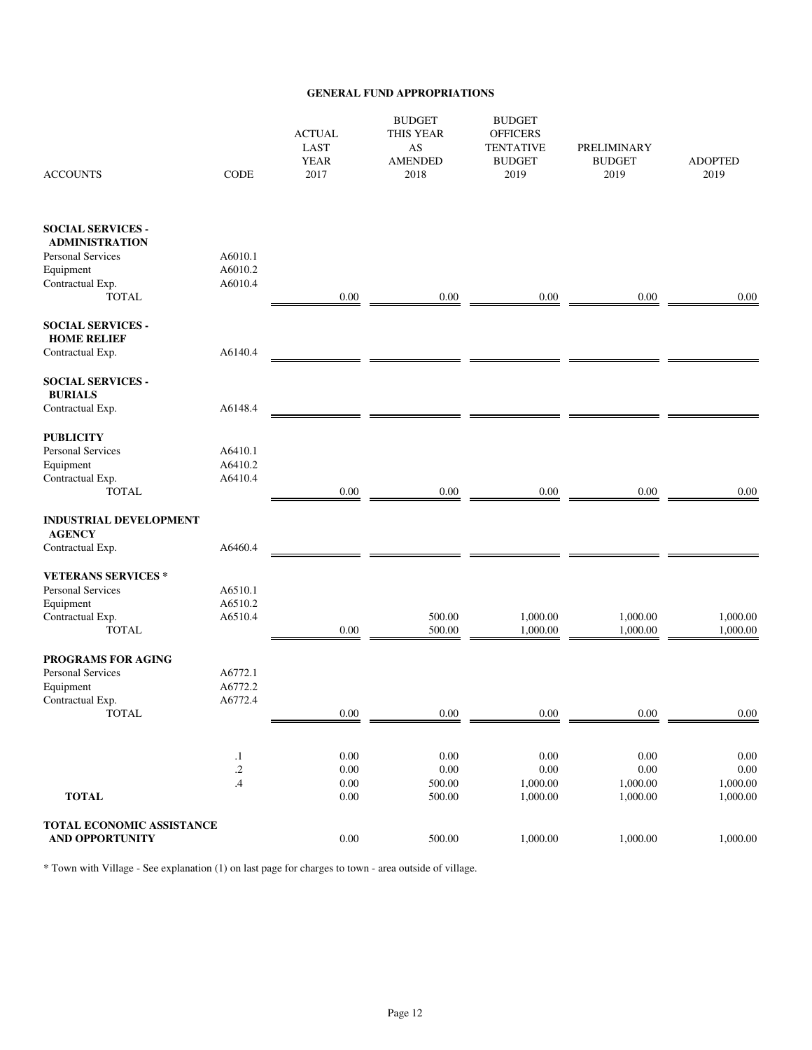## GENERAL FUND APPROPRIATIONS

| ACCOUNTS | CODE | ACTUAL LAST YEAR 2017 | BUDGET THIS YEAR AS AMENDED 2018 | BUDGET OFFICERS TENTATIVE BUDGET 2019 | PRELIMINARY BUDGET 2019 | ADOPTED 2019 |
|---|---|---|---|---|---|---|
| **SOCIAL SERVICES - ADMINISTRATION** | | | | | | |
| Personal Services | A6010.1 | | | | | |
| Equipment | A6010.2 | | | | | |
| Contractual Exp. | A6010.4 | | | | | |
| TOTAL | | 0.00 | 0.00 | 0.00 | 0.00 | 0.00 |
| **SOCIAL SERVICES - HOME RELIEF** | | | | | | |
| Contractual Exp. | A6140.4 | | | | | |
| **SOCIAL SERVICES - BURIALS** | | | | | | |
| Contractual Exp. | A6148.4 | | | | | |
| **PUBLICITY** | | | | | | |
| Personal Services | A6410.1 | | | | | |
| Equipment | A6410.2 | | | | | |
| Contractual Exp. | A6410.4 | | | | | |
| TOTAL | | 0.00 | 0.00 | 0.00 | 0.00 | 0.00 |
| **INDUSTRIAL DEVELOPMENT AGENCY** | | | | | | |
| Contractual Exp. | A6460.4 | | | | | |
| **VETERANS SERVICES *** | | | | | | |
| Personal Services | A6510.1 | | | | | |
| Equipment | A6510.2 | | | | | |
| Contractual Exp. | A6510.4 | | 500.00 | 1,000.00 | 1,000.00 | 1,000.00 |
| TOTAL | | 0.00 | 500.00 | 1,000.00 | 1,000.00 | 1,000.00 |
| **PROGRAMS FOR AGING** | | | | | | |
| Personal Services | A6772.1 | | | | | |
| Equipment | A6772.2 | | | | | |
| Contractual Exp. | A6772.4 | | | | | |
| TOTAL | | 0.00 | 0.00 | 0.00 | 0.00 | 0.00 |
| | .1 | 0.00 | 0.00 | 0.00 | 0.00 | 0.00 |
| | .2 | 0.00 | 0.00 | 0.00 | 0.00 | 0.00 |
| | .4 | 0.00 | 500.00 | 1,000.00 | 1,000.00 | 1,000.00 |
| **TOTAL** | | 0.00 | 500.00 | 1,000.00 | 1,000.00 | 1,000.00 |
| **TOTAL ECONOMIC ASSISTANCE AND OPPORTUNITY** | | 0.00 | 500.00 | 1,000.00 | 1,000.00 | 1,000.00 |

* Town with Village - See explanation (1) on last page for charges to town - area outside of village.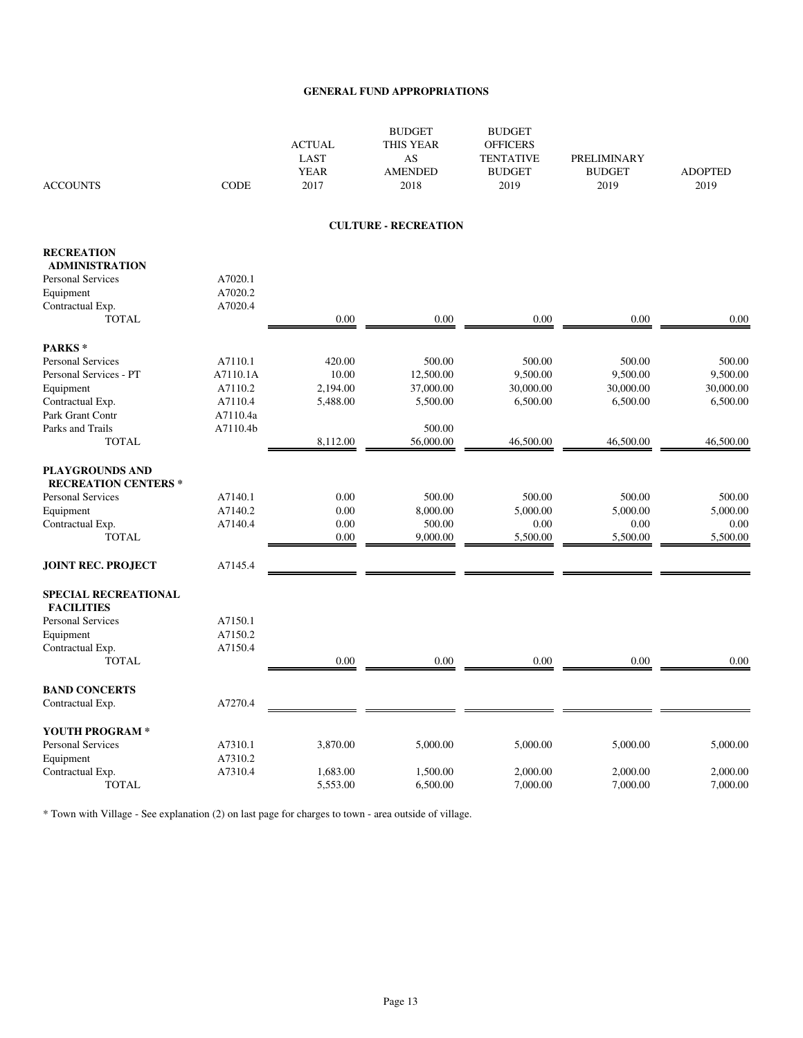## GENERAL FUND APPROPRIATIONS

| ACCOUNTS | CODE | ACTUAL LAST YEAR 2017 | BUDGET THIS YEAR AS AMENDED 2018 | BUDGET OFFICERS TENTATIVE BUDGET 2019 | PRELIMINARY BUDGET 2019 | ADOPTED 2019 |
|---|---|---|---|---|---|---|
| | | | **CULTURE - RECREATION** | | | |
| **RECREATION ADMINISTRATION** | | | | | | |
| Personal Services | A7020.1 | | | | | |
| Equipment | A7020.2 | | | | | |
| Contractual Exp. | A7020.4 | | | | | |
| TOTAL | | 0.00 | 0.00 | 0.00 | 0.00 | 0.00 |
| **PARKS \*** | | | | | | |
| Personal Services | A7110.1 | 420.00 | 500.00 | 500.00 | 500.00 | 500.00 |
| Personal Services - PT | A7110.1A | 10.00 | 12,500.00 | 9,500.00 | 9,500.00 | 9,500.00 |
| Equipment | A7110.2 | 2,194.00 | 37,000.00 | 30,000.00 | 30,000.00 | 30,000.00 |
| Contractual Exp. | A7110.4 | 5,488.00 | 5,500.00 | 6,500.00 | 6,500.00 | 6,500.00 |
| Park Grant Contr | A7110.4a | | | | | |
| Parks and Trails | A7110.4b | | 500.00 | | | |
| TOTAL | | 8,112.00 | 56,000.00 | 46,500.00 | 46,500.00 | 46,500.00 |
| **PLAYGROUNDS AND RECREATION CENTERS \*** | | | | | | |
| Personal Services | A7140.1 | 0.00 | 500.00 | 500.00 | 500.00 | 500.00 |
| Equipment | A7140.2 | 0.00 | 8,000.00 | 5,000.00 | 5,000.00 | 5,000.00 |
| Contractual Exp. | A7140.4 | 0.00 | 500.00 | 0.00 | 0.00 | 0.00 |
| TOTAL | | 0.00 | 9,000.00 | 5,500.00 | 5,500.00 | 5,500.00 |
| **JOINT REC. PROJECT** | A7145.4 | | | | | |
| **SPECIAL RECREATIONAL FACILITIES** | | | | | | |
| Personal Services | A7150.1 | | | | | |
| Equipment | A7150.2 | | | | | |
| Contractual Exp. | A7150.4 | | | | | |
| TOTAL | | 0.00 | 0.00 | 0.00 | 0.00 | 0.00 |
| **BAND CONCERTS** | | | | | | |
| Contractual Exp. | A7270.4 | | | | | |
| **YOUTH PROGRAM \*** | | | | | | |
| Personal Services | A7310.1 | 3,870.00 | 5,000.00 | 5,000.00 | 5,000.00 | 5,000.00 |
| Equipment | A7310.2 | | | | | |
| Contractual Exp. | A7310.4 | 1,683.00 | 1,500.00 | 2,000.00 | 2,000.00 | 2,000.00 |
| TOTAL | | 5,553.00 | 6,500.00 | 7,000.00 | 7,000.00 | 7,000.00 |

\* Town with Village - See explanation (2) on last page for charges to town - area outside of village.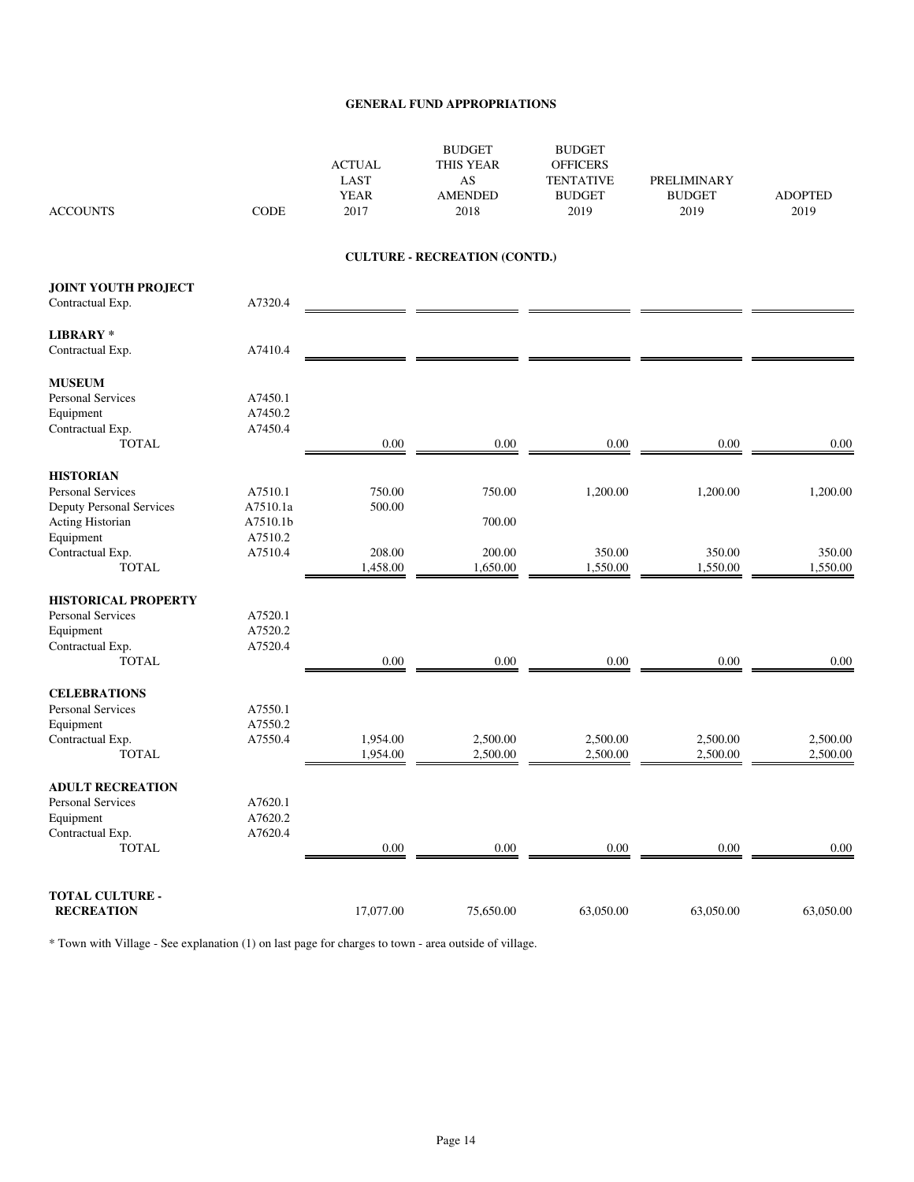## GENERAL FUND APPROPRIATIONS

| ACCOUNTS | CODE | ACTUAL LAST YEAR 2017 | BUDGET THIS YEAR AS AMENDED 2018 | BUDGET OFFICERS TENTATIVE BUDGET 2019 | PRELIMINARY BUDGET 2019 | ADOPTED 2019 |
|---|---|---|---|---|---|---|
| **CULTURE - RECREATION (CONTD.)** | | | | | | |
| **JOINT YOUTH PROJECT** | | | | | | |
| Contractual Exp. | A7320.4 | | | | | |
| **LIBRARY *** | | | | | | |
| Contractual Exp. | A7410.4 | | | | | |
| **MUSEUM** | | | | | | |
| Personal Services | A7450.1 | | | | | |
| Equipment | A7450.2 | | | | | |
| Contractual Exp. | A7450.4 | | | | | |
| TOTAL | | 0.00 | 0.00 | 0.00 | 0.00 | 0.00 |
| **HISTORIAN** | | | | | | |
| Personal Services | A7510.1 | 750.00 | 750.00 | 1,200.00 | 1,200.00 | 1,200.00 |
| Deputy Personal Services | A7510.1a | 500.00 | | | | |
| Acting Historian | A7510.1b | | 700.00 | | | |
| Equipment | A7510.2 | | | | | |
| Contractual Exp. | A7510.4 | 208.00 | 200.00 | 350.00 | 350.00 | 350.00 |
| TOTAL | | 1,458.00 | 1,650.00 | 1,550.00 | 1,550.00 | 1,550.00 |
| **HISTORICAL PROPERTY** | | | | | | |
| Personal Services | A7520.1 | | | | | |
| Equipment | A7520.2 | | | | | |
| Contractual Exp. | A7520.4 | | | | | |
| TOTAL | | 0.00 | 0.00 | 0.00 | 0.00 | 0.00 |
| **CELEBRATIONS** | | | | | | |
| Personal Services | A7550.1 | | | | | |
| Equipment | A7550.2 | | | | | |
| Contractual Exp. | A7550.4 | 1,954.00 | 2,500.00 | 2,500.00 | 2,500.00 | 2,500.00 |
| TOTAL | | 1,954.00 | 2,500.00 | 2,500.00 | 2,500.00 | 2,500.00 |
| **ADULT RECREATION** | | | | | | |
| Personal Services | A7620.1 | | | | | |
| Equipment | A7620.2 | | | | | |
| Contractual Exp. | A7620.4 | | | | | |
| TOTAL | | 0.00 | 0.00 | 0.00 | 0.00 | 0.00 |
| **TOTAL CULTURE - RECREATION** | | 17,077.00 | 75,650.00 | 63,050.00 | 63,050.00 | 63,050.00 |

* Town with Village - See explanation (1) on last page for charges to town - area outside of village.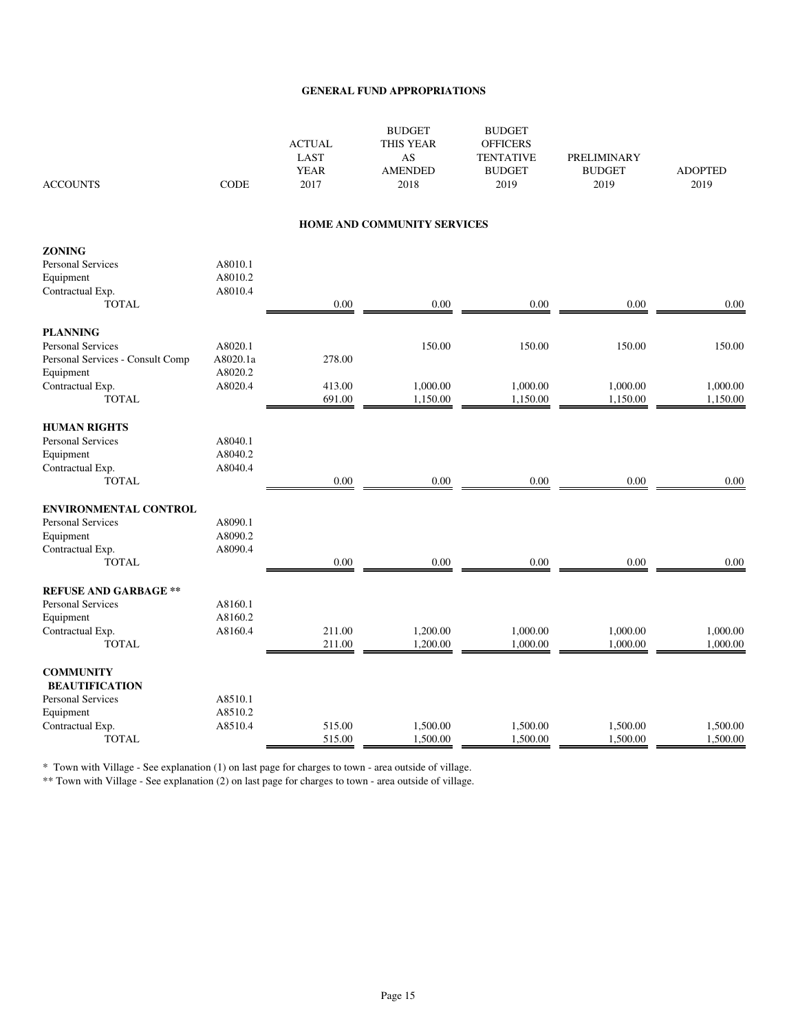## GENERAL FUND APPROPRIATIONS

| ACCOUNTS | CODE | ACTUAL LAST YEAR 2017 | BUDGET THIS YEAR AS AMENDED 2018 | BUDGET OFFICERS TENTATIVE BUDGET 2019 | PRELIMINARY BUDGET 2019 | ADOPTED 2019 |
|---|---|---|---|---|---|---|
| **HOME AND COMMUNITY SERVICES** | | | | | | |
| **ZONING** | | | | | | |
| Personal Services | A8010.1 | | | | | |
| Equipment | A8010.2 | | | | | |
| Contractual Exp. | A8010.4 | | | | | |
| TOTAL | | 0.00 | 0.00 | 0.00 | 0.00 | 0.00 |
| **PLANNING** | | | | | | |
| Personal Services | A8020.1 | | 150.00 | 150.00 | 150.00 | 150.00 |
| Personal Services - Consult Comp | A8020.1a | 278.00 | | | | |
| Equipment | A8020.2 | | | | | |
| Contractual Exp. | A8020.4 | 413.00 | 1,000.00 | 1,000.00 | 1,000.00 | 1,000.00 |
| TOTAL | | 691.00 | 1,150.00 | 1,150.00 | 1,150.00 | 1,150.00 |
| **HUMAN RIGHTS** | | | | | | |
| Personal Services | A8040.1 | | | | | |
| Equipment | A8040.2 | | | | | |
| Contractual Exp. | A8040.4 | | | | | |
| TOTAL | | 0.00 | 0.00 | 0.00 | 0.00 | 0.00 |
| **ENVIRONMENTAL CONTROL** | | | | | | |
| Personal Services | A8090.1 | | | | | |
| Equipment | A8090.2 | | | | | |
| Contractual Exp. | A8090.4 | | | | | |
| TOTAL | | 0.00 | 0.00 | 0.00 | 0.00 | 0.00 |
| **REFUSE AND GARBAGE \*\*** | | | | | | |
| Personal Services | A8160.1 | | | | | |
| Equipment | A8160.2 | | | | | |
| Contractual Exp. | A8160.4 | 211.00 | 1,200.00 | 1,000.00 | 1,000.00 | 1,000.00 |
| TOTAL | | 211.00 | 1,200.00 | 1,000.00 | 1,000.00 | 1,000.00 |
| **COMMUNITY BEAUTIFICATION** | | | | | | |
| Personal Services | A8510.1 | | | | | |
| Equipment | A8510.2 | | | | | |
| Contractual Exp. | A8510.4 | 515.00 | 1,500.00 | 1,500.00 | 1,500.00 | 1,500.00 |
| TOTAL | | 515.00 | 1,500.00 | 1,500.00 | 1,500.00 | 1,500.00 |

\* Town with Village - See explanation (1) on last page for charges to town - area outside of village.

\*\* Town with Village - See explanation (2) on last page for charges to town - area outside of village.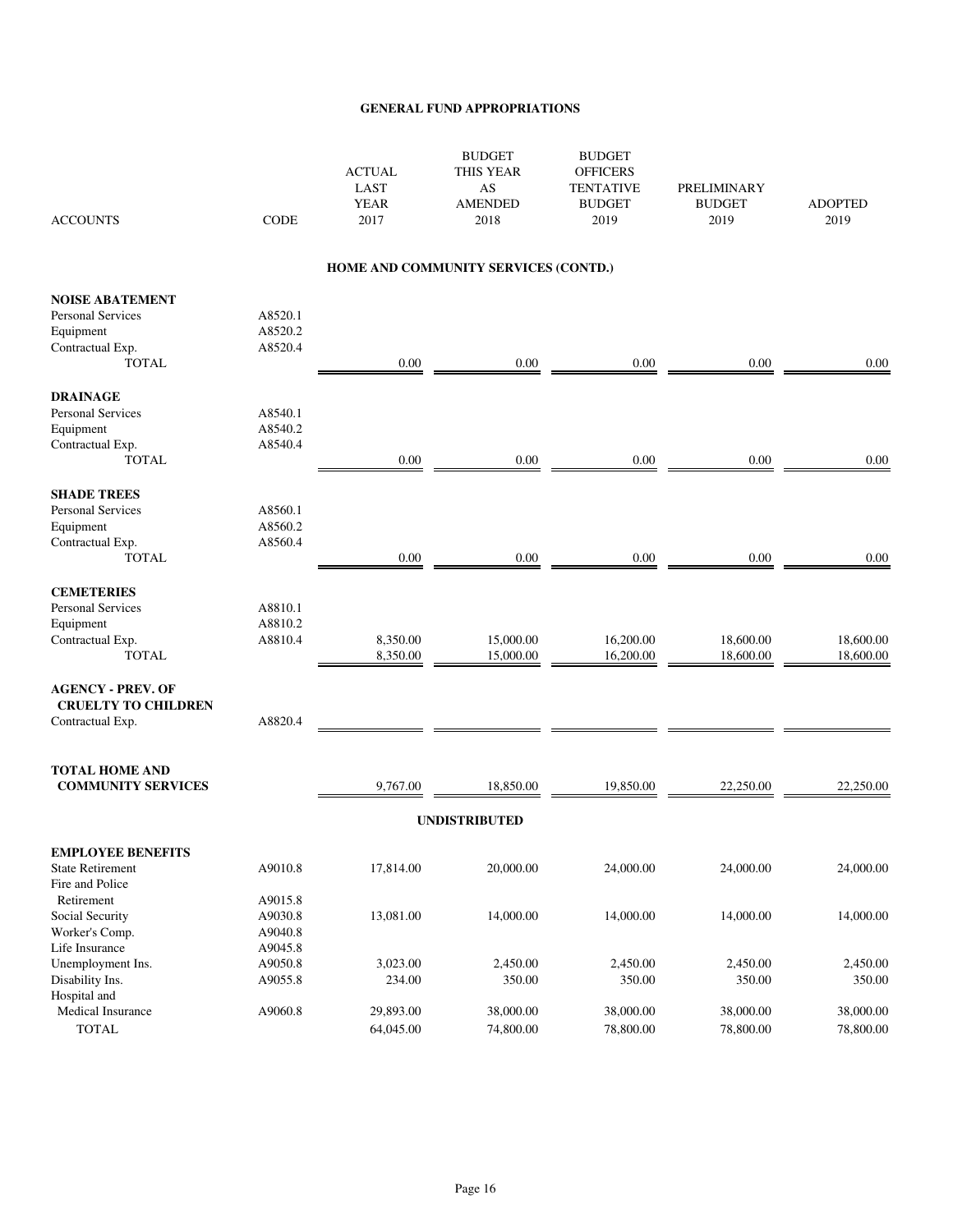## GENERAL FUND APPROPRIATIONS

| ACCOUNTS | CODE | ACTUAL LAST YEAR 2017 | BUDGET THIS YEAR AS AMENDED 2018 | BUDGET OFFICERS TENTATIVE BUDGET 2019 | PRELIMINARY BUDGET 2019 | ADOPTED 2019 |
|---|---|---|---|---|---|---|
| **HOME AND COMMUNITY SERVICES (CONTD.)** | | | | | | |
| **NOISE ABATEMENT** | | | | | | |
| Personal Services | A8520.1 | | | | | |
| Equipment | A8520.2 | | | | | |
| Contractual Exp. | A8520.4 | | | | | |
| TOTAL | | 0.00 | 0.00 | 0.00 | 0.00 | 0.00 |
| **DRAINAGE** | | | | | | |
| Personal Services | A8540.1 | | | | | |
| Equipment | A8540.2 | | | | | |
| Contractual Exp. | A8540.4 | | | | | |
| TOTAL | | 0.00 | 0.00 | 0.00 | 0.00 | 0.00 |
| **SHADE TREES** | | | | | | |
| Personal Services | A8560.1 | | | | | |
| Equipment | A8560.2 | | | | | |
| Contractual Exp. | A8560.4 | | | | | |
| TOTAL | | 0.00 | 0.00 | 0.00 | 0.00 | 0.00 |
| **CEMETERIES** | | | | | | |
| Personal Services | A8810.1 | | | | | |
| Equipment | A8810.2 | | | | | |
| Contractual Exp. | A8810.4 | 8,350.00 | 15,000.00 | 16,200.00 | 18,600.00 | 18,600.00 |
| TOTAL | | 8,350.00 | 15,000.00 | 16,200.00 | 18,600.00 | 18,600.00 |
| **AGENCY - PREV. OF CRUELTY TO CHILDREN** | | | | | | |
| Contractual Exp. | A8820.4 | | | | | |
| **TOTAL HOME AND COMMUNITY SERVICES** | | 9,767.00 | 18,850.00 | 19,850.00 | 22,250.00 | 22,250.00 |
| **UNDISTRIBUTED** | | | | | | |
| **EMPLOYEE BENEFITS** | | | | | | |
| State Retirement | A9010.8 | 17,814.00 | 20,000.00 | 24,000.00 | 24,000.00 | 24,000.00 |
| Fire and Police Retirement | A9015.8 | | | | | |
| Social Security | A9030.8 | 13,081.00 | 14,000.00 | 14,000.00 | 14,000.00 | 14,000.00 |
| Worker's Comp. | A9040.8 | | | | | |
| Life Insurance | A9045.8 | | | | | |
| Unemployment Ins. | A9050.8 | 3,023.00 | 2,450.00 | 2,450.00 | 2,450.00 | 2,450.00 |
| Disability Ins. | A9055.8 | 234.00 | 350.00 | 350.00 | 350.00 | 350.00 |
| Hospital and Medical Insurance | A9060.8 | 29,893.00 | 38,000.00 | 38,000.00 | 38,000.00 | 38,000.00 |
| TOTAL | | 64,045.00 | 74,800.00 | 78,800.00 | 78,800.00 | 78,800.00 |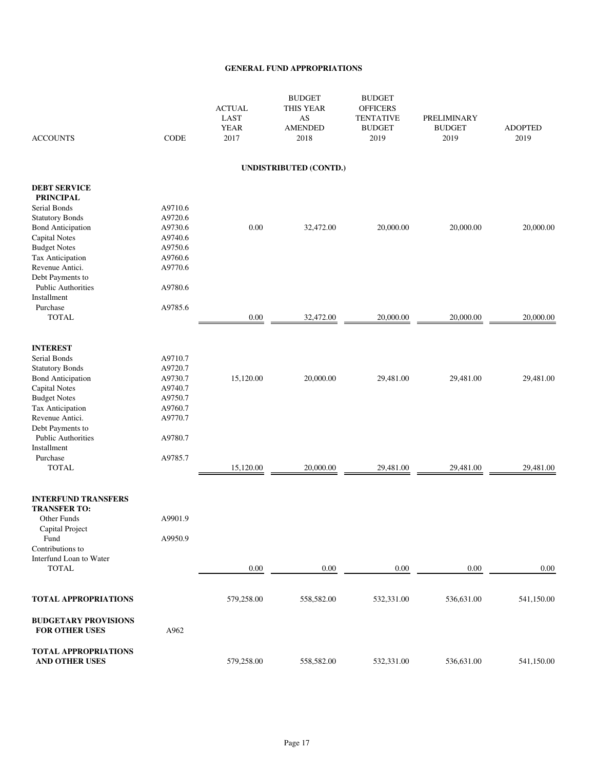## GENERAL FUND APPROPRIATIONS

| ACCOUNTS | CODE | ACTUAL LAST YEAR 2017 | BUDGET THIS YEAR AS AMENDED 2018 | BUDGET OFFICERS TENTATIVE BUDGET 2019 | PRELIMINARY BUDGET 2019 | ADOPTED 2019 |
|---|---|---|---|---|---|---|
| | | | **UNDISTRIBUTED (CONTD.)** | | | |
| **DEBT SERVICE** | | | | | | |
| **PRINCIPAL** | | | | | | |
| Serial Bonds | A9710.6 | | | | | |
| Statutory Bonds | A9720.6 | | | | | |
| Bond Anticipation | A9730.6 | 0.00 | 32,472.00 | 20,000.00 | 20,000.00 | 20,000.00 |
| Capital Notes | A9740.6 | | | | | |
| Budget Notes | A9750.6 | | | | | |
| Tax Anticipation | A9760.6 | | | | | |
| Revenue Antici. | A9770.6 | | | | | |
| Debt Payments to Public Authorities | A9780.6 | | | | | |
| Installment Purchase | A9785.6 | | | | | |
| TOTAL | | 0.00 | 32,472.00 | 20,000.00 | 20,000.00 | 20,000.00 |
| **INTEREST** | | | | | | |
| Serial Bonds | A9710.7 | | | | | |
| Statutory Bonds | A9720.7 | | | | | |
| Bond Anticipation | A9730.7 | 15,120.00 | 20,000.00 | 29,481.00 | 29,481.00 | 29,481.00 |
| Capital Notes | A9740.7 | | | | | |
| Budget Notes | A9750.7 | | | | | |
| Tax Anticipation | A9760.7 | | | | | |
| Revenue Antici. | A9770.7 | | | | | |
| Debt Payments to Public Authorities | A9780.7 | | | | | |
| Installment Purchase | A9785.7 | | | | | |
| TOTAL | | 15,120.00 | 20,000.00 | 29,481.00 | 29,481.00 | 29,481.00 |
| **INTERFUND TRANSFERS** | | | | | | |
| **TRANSFER TO:** | | | | | | |
| Other Funds | A9901.9 | | | | | |
| Capital Project Fund | A9950.9 | | | | | |
| Contributions to Interfund Loan to Water | | | | | | |
| TOTAL | | 0.00 | 0.00 | 0.00 | 0.00 | 0.00 |
| **TOTAL APPROPRIATIONS** | | 579,258.00 | 558,582.00 | 532,331.00 | 536,631.00 | 541,150.00 |
| **BUDGETARY PROVISIONS FOR OTHER USES** | A962 | | | | | |
| **TOTAL APPROPRIATIONS AND OTHER USES** | | 579,258.00 | 558,582.00 | 532,331.00 | 536,631.00 | 541,150.00 |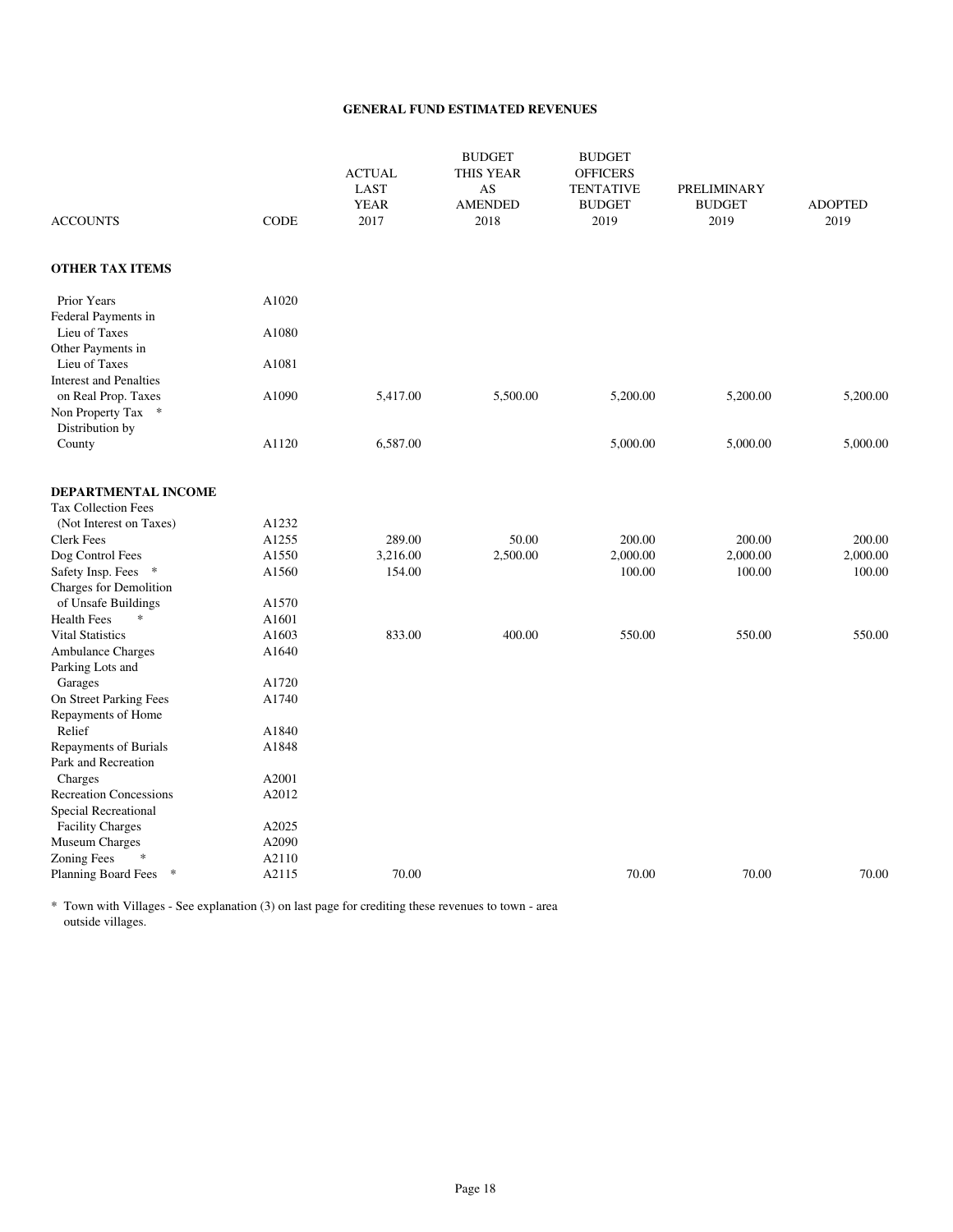## GENERAL FUND ESTIMATED REVENUES

| ACCOUNTS | CODE | ACTUAL LAST YEAR 2017 | BUDGET THIS YEAR AS AMENDED 2018 | BUDGET OFFICERS TENTATIVE BUDGET 2019 | PRELIMINARY BUDGET 2019 | ADOPTED 2019 |
|---|---|---|---|---|---|---|
| **OTHER TAX ITEMS** | | | | | | |
| Prior Years | A1020 | | | | | |
| Federal Payments in Lieu of Taxes | A1080 | | | | | |
| Other Payments in Lieu of Taxes | A1081 | | | | | |
| Interest and Penalties on Real Prop. Taxes | A1090 | 5,417.00 | 5,500.00 | 5,200.00 | 5,200.00 | 5,200.00 |
| Non Property Tax * Distribution by County | A1120 | 6,587.00 | | 5,000.00 | 5,000.00 | 5,000.00 |
| **DEPARTMENTAL INCOME** | | | | | | |
| Tax Collection Fees (Not Interest on Taxes) | A1232 | | | | | |
| Clerk Fees | A1255 | 289.00 | 50.00 | 200.00 | 200.00 | 200.00 |
| Dog Control Fees | A1550 | 3,216.00 | 2,500.00 | 2,000.00 | 2,000.00 | 2,000.00 |
| Safety Insp. Fees * | A1560 | 154.00 | | 100.00 | 100.00 | 100.00 |
| Charges for Demolition of Unsafe Buildings | A1570 | | | | | |
| Health Fees * | A1601 | | | | | |
| Vital Statistics | A1603 | 833.00 | 400.00 | 550.00 | 550.00 | 550.00 |
| Ambulance Charges | A1640 | | | | | |
| Parking Lots and Garages | A1720 | | | | | |
| On Street Parking Fees | A1740 | | | | | |
| Repayments of Home Relief | A1840 | | | | | |
| Repayments of Burials | A1848 | | | | | |
| Park and Recreation Charges | A2001 | | | | | |
| Recreation Concessions | A2012 | | | | | |
| Special Recreational Facility Charges | A2025 | | | | | |
| Museum Charges | A2090 | | | | | |
| Zoning Fees * | A2110 | | | | | |
| Planning Board Fees * | A2115 | 70.00 | | 70.00 | 70.00 | 70.00 |

\* Town with Villages - See explanation (3) on last page for crediting these revenues to town - area outside villages.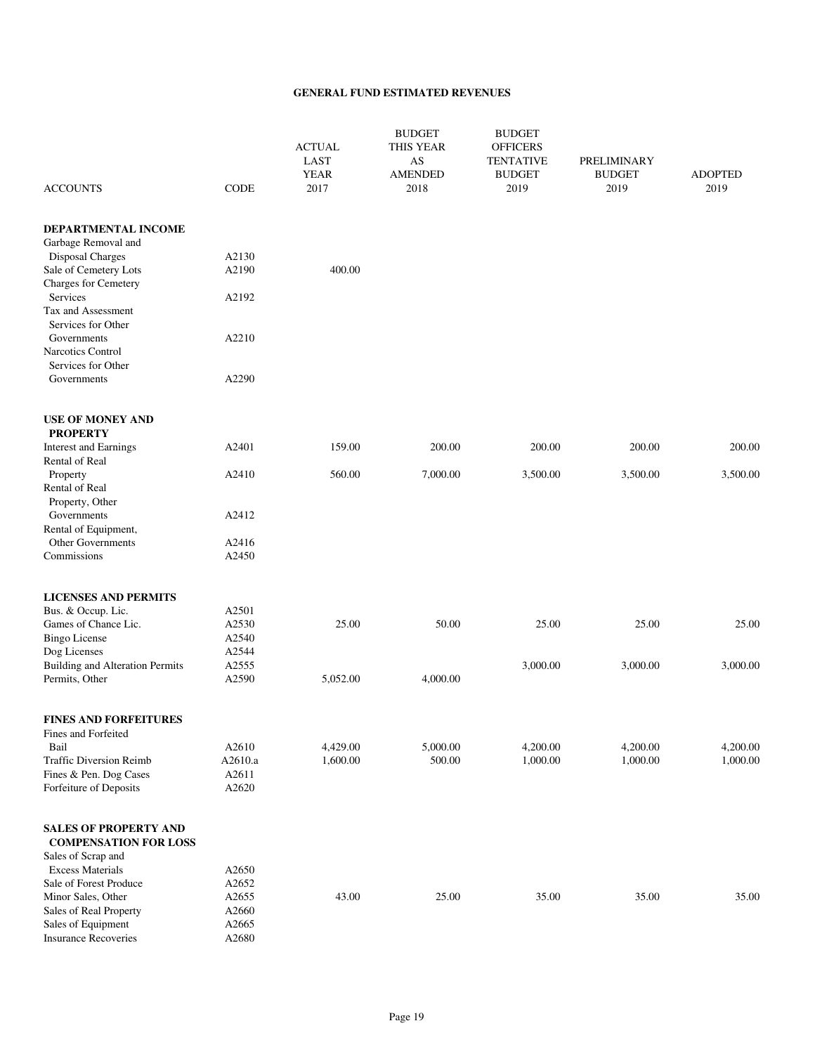## GENERAL FUND ESTIMATED REVENUES

| ACCOUNTS | CODE | ACTUAL LAST YEAR 2017 | BUDGET THIS YEAR AS AMENDED 2018 | BUDGET OFFICERS TENTATIVE BUDGET 2019 | PRELIMINARY BUDGET 2019 | ADOPTED 2019 |
|---|---|---|---|---|---|---|
| **DEPARTMENTAL INCOME** | | | | | | |
| Garbage Removal and Disposal Charges | A2130 | | | | | |
| Sale of Cemetery Lots | A2190 | 400.00 | | | | |
| Charges for Cemetery Services | A2192 | | | | | |
| Tax and Assessment Services for Other Governments | A2210 | | | | | |
| Narcotics Control Services for Other Governments | A2290 | | | | | |
| **USE OF MONEY AND PROPERTY** | | | | | | |
| Interest and Earnings | A2401 | 159.00 | 200.00 | 200.00 | 200.00 | 200.00 |
| Rental of Real Property | A2410 | 560.00 | 7,000.00 | 3,500.00 | 3,500.00 | 3,500.00 |
| Rental of Real Property, Other Governments | A2412 | | | | | |
| Rental of Equipment, Other Governments | A2416 | | | | | |
| Commissions | A2450 | | | | | |
| **LICENSES AND PERMITS** | | | | | | |
| Bus. & Occup. Lic. | A2501 | | | | | |
| Games of Chance Lic. | A2530 | 25.00 | 50.00 | 25.00 | 25.00 | 25.00 |
| Bingo License | A2540 | | | | | |
| Dog Licenses | A2544 | | | | | |
| Building and Alteration Permits | A2555 | | | 3,000.00 | 3,000.00 | 3,000.00 |
| Permits, Other | A2590 | 5,052.00 | 4,000.00 | | | |
| **FINES AND FORFEITURES** | | | | | | |
| Fines and Forfeited Bail | A2610 | 4,429.00 | 5,000.00 | 4,200.00 | 4,200.00 | 4,200.00 |
| Traffic Diversion Reimb | A2610.a | 1,600.00 | 500.00 | 1,000.00 | 1,000.00 | 1,000.00 |
| Fines & Pen. Dog Cases | A2611 | | | | | |
| Forfeiture of Deposits | A2620 | | | | | |
| **SALES OF PROPERTY AND COMPENSATION FOR LOSS** | | | | | | |
| Sales of Scrap and Excess Materials | A2650 | | | | | |
| Sale of Forest Produce | A2652 | | | | | |
| Minor Sales, Other | A2655 | 43.00 | 25.00 | 35.00 | 35.00 | 35.00 |
| Sales of Real Property | A2660 | | | | | |
| Sales of Equipment | A2665 | | | | | |
| Insurance Recoveries | A2680 | | | | | |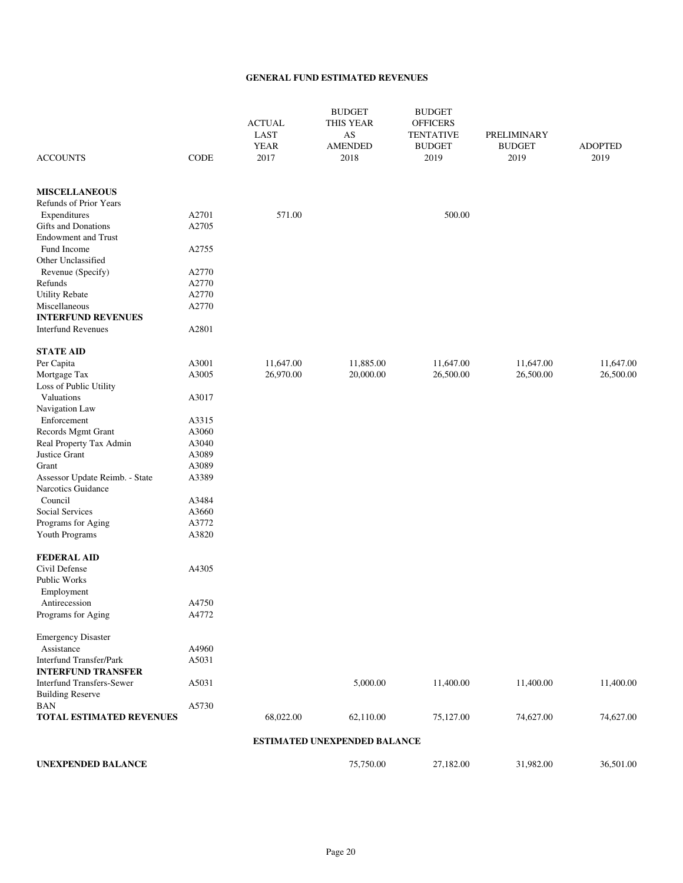## GENERAL FUND ESTIMATED REVENUES

| ACCOUNTS | CODE | ACTUAL LAST YEAR 2017 | BUDGET THIS YEAR AS AMENDED 2018 | BUDGET OFFICERS TENTATIVE BUDGET 2019 | PRELIMINARY BUDGET 2019 | ADOPTED 2019 |
|---|---|---|---|---|---|---|
| **MISCELLANEOUS** | | | | | | |
| Refunds of Prior Years Expenditures | A2701 | 571.00 | | 500.00 | | |
| Gifts and Donations | A2705 | | | | | |
| Endowment and Trust Fund Income | A2755 | | | | | |
| Other Unclassified Revenue (Specify) | A2770 | | | | | |
| Refunds | A2770 | | | | | |
| Utility Rebate | A2770 | | | | | |
| Miscellaneous | A2770 | | | | | |
| **INTERFUND REVENUES** | | | | | | |
| Interfund Revenues | A2801 | | | | | |
| **STATE AID** | | | | | | |
| Per Capita | A3001 | 11,647.00 | 11,885.00 | 11,647.00 | 11,647.00 | 11,647.00 |
| Mortgage Tax | A3005 | 26,970.00 | 20,000.00 | 26,500.00 | 26,500.00 | 26,500.00 |
| Loss of Public Utility Valuations | A3017 | | | | | |
| Navigation Law Enforcement | A3315 | | | | | |
| Records Mgmt Grant | A3060 | | | | | |
| Real Property Tax Admin | A3040 | | | | | |
| Justice Grant | A3089 | | | | | |
| Grant | A3089 | | | | | |
| Assessor Update Reimb. - State | A3389 | | | | | |
| Narcotics Guidance Council | A3484 | | | | | |
| Social Services | A3660 | | | | | |
| Programs for Aging | A3772 | | | | | |
| Youth Programs | A3820 | | | | | |
| **FEDERAL AID** | | | | | | |
| Civil Defense | A4305 | | | | | |
| Public Works Employment Antirecession | A4750 | | | | | |
| Programs for Aging | A4772 | | | | | |
| Emergency Disaster Assistance | A4960 | | | | | |
| Interfund Transfer/Park | A5031 | | | | | |
| **INTERFUND TRANSFER** | | | | | | |
| Interfund Transfers-Sewer | A5031 | | 5,000.00 | 11,400.00 | 11,400.00 | 11,400.00 |
| Building Reserve | | | | | | |
| BAN | A5730 | | | | | |
| **TOTAL ESTIMATED REVENUES** | | 68,022.00 | 62,110.00 | 75,127.00 | 74,627.00 | 74,627.00 |

### ESTIMATED UNEXPENDED BALANCE

| | | | | | | |
|---|---|---|---|---|---|---|
| **UNEXPENDED BALANCE** | | | 75,750.00 | 27,182.00 | 31,982.00 | 36,501.00 |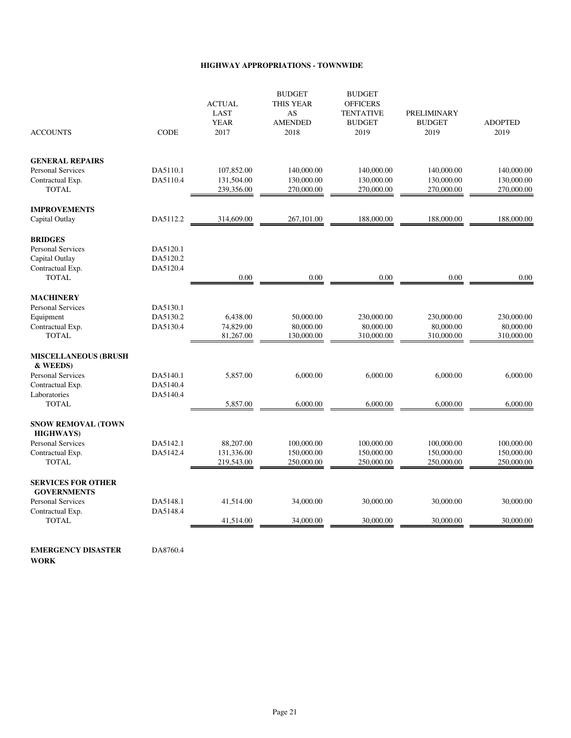## HIGHWAY APPROPRIATIONS - TOWNWIDE

| ACCOUNTS | CODE | ACTUAL LAST YEAR 2017 | BUDGET THIS YEAR AS AMENDED 2018 | BUDGET OFFICERS TENTATIVE BUDGET 2019 | PRELIMINARY BUDGET 2019 | ADOPTED 2019 |
|---|---|---|---|---|---|---|
| **GENERAL REPAIRS** | | | | | | |
| Personal Services | DA5110.1 | 107,852.00 | 140,000.00 | 140,000.00 | 140,000.00 | 140,000.00 |
| Contractual Exp. | DA5110.4 | 131,504.00 | 130,000.00 | 130,000.00 | 130,000.00 | 130,000.00 |
| TOTAL | | 239,356.00 | 270,000.00 | 270,000.00 | 270,000.00 | 270,000.00 |
| **IMPROVEMENTS** | | | | | | |
| Capital Outlay | DA5112.2 | 314,609.00 | 267,101.00 | 188,000.00 | 188,000.00 | 188,000.00 |
| **BRIDGES** | | | | | | |
| Personal Services | DA5120.1 | | | | | |
| Capital Outlay | DA5120.2 | | | | | |
| Contractual Exp. | DA5120.4 | | | | | |
| TOTAL | | 0.00 | 0.00 | 0.00 | 0.00 | 0.00 |
| **MACHINERY** | | | | | | |
| Personal Services | DA5130.1 | | | | | |
| Equipment | DA5130.2 | 6,438.00 | 50,000.00 | 230,000.00 | 230,000.00 | 230,000.00 |
| Contractual Exp. | DA5130.4 | 74,829.00 | 80,000.00 | 80,000.00 | 80,000.00 | 80,000.00 |
| TOTAL | | 81,267.00 | 130,000.00 | 310,000.00 | 310,000.00 | 310,000.00 |
| **MISCELLANEOUS (BRUSH & WEEDS)** | | | | | | |
| Personal Services | DA5140.1 | 5,857.00 | 6,000.00 | 6,000.00 | 6,000.00 | 6,000.00 |
| Contractual Exp. | DA5140.4 | | | | | |
| Laboratories | DA5140.4 | | | | | |
| TOTAL | | 5,857.00 | 6,000.00 | 6,000.00 | 6,000.00 | 6,000.00 |
| **SNOW REMOVAL (TOWN HIGHWAYS)** | | | | | | |
| Personal Services | DA5142.1 | 88,207.00 | 100,000.00 | 100,000.00 | 100,000.00 | 100,000.00 |
| Contractual Exp. | DA5142.4 | 131,336.00 | 150,000.00 | 150,000.00 | 150,000.00 | 150,000.00 |
| TOTAL | | 219,543.00 | 250,000.00 | 250,000.00 | 250,000.00 | 250,000.00 |
| **SERVICES FOR OTHER GOVERNMENTS** | | | | | | |
| Personal Services | DA5148.1 | 41,514.00 | 34,000.00 | 30,000.00 | 30,000.00 | 30,000.00 |
| Contractual Exp. | DA5148.4 | | | | | |
| TOTAL | | 41,514.00 | 34,000.00 | 30,000.00 | 30,000.00 | 30,000.00 |
| **EMERGENCY DISASTER WORK** | DA8760.4 | | | | | |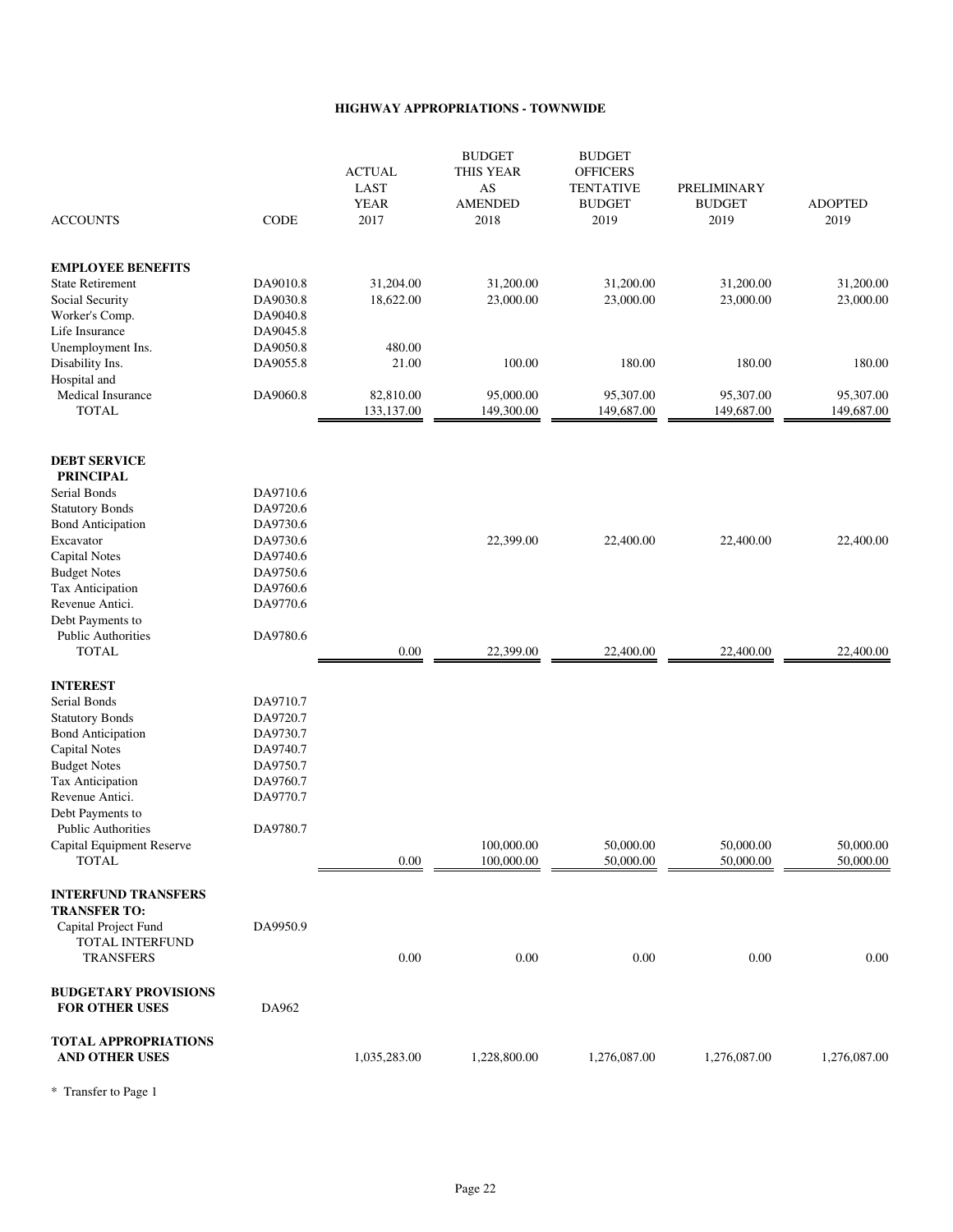## HIGHWAY APPROPRIATIONS - TOWNWIDE

| ACCOUNTS | CODE | ACTUAL LAST YEAR 2017 | BUDGET THIS YEAR AS AMENDED 2018 | BUDGET OFFICERS TENTATIVE BUDGET 2019 | PRELIMINARY BUDGET 2019 | ADOPTED 2019 |
|---|---|---|---|---|---|---|
| **EMPLOYEE BENEFITS** | | | | | | |
| State Retirement | DA9010.8 | 31,204.00 | 31,200.00 | 31,200.00 | 31,200.00 | 31,200.00 |
| Social Security | DA9030.8 | 18,622.00 | 23,000.00 | 23,000.00 | 23,000.00 | 23,000.00 |
| Worker's Comp. | DA9040.8 | | | | | |
| Life Insurance | DA9045.8 | | | | | |
| Unemployment Ins. | DA9050.8 | 480.00 | | | | |
| Disability Ins. | DA9055.8 | 21.00 | 100.00 | 180.00 | 180.00 | 180.00 |
| Hospital and Medical Insurance | DA9060.8 | 82,810.00 | 95,000.00 | 95,307.00 | 95,307.00 | 95,307.00 |
| TOTAL | | 133,137.00 | 149,300.00 | 149,687.00 | 149,687.00 | 149,687.00 |
| **DEBT SERVICE** | | | | | | |
| **PRINCIPAL** | | | | | | |
| Serial Bonds | DA9710.6 | | | | | |
| Statutory Bonds | DA9720.6 | | | | | |
| Bond Anticipation | DA9730.6 | | | | | |
| Excavator | DA9730.6 | | 22,399.00 | 22,400.00 | 22,400.00 | 22,400.00 |
| Capital Notes | DA9740.6 | | | | | |
| Budget Notes | DA9750.6 | | | | | |
| Tax Anticipation | DA9760.6 | | | | | |
| Revenue Antici. | DA9770.6 | | | | | |
| Debt Payments to Public Authorities | DA9780.6 | | | | | |
| TOTAL | | 0.00 | 22,399.00 | 22,400.00 | 22,400.00 | 22,400.00 |
| **INTEREST** | | | | | | |
| Serial Bonds | DA9710.7 | | | | | |
| Statutory Bonds | DA9720.7 | | | | | |
| Bond Anticipation | DA9730.7 | | | | | |
| Capital Notes | DA9740.7 | | | | | |
| Budget Notes | DA9750.7 | | | | | |
| Tax Anticipation | DA9760.7 | | | | | |
| Revenue Antici. | DA9770.7 | | | | | |
| Debt Payments to Public Authorities | DA9780.7 | | | | | |
| Capital Equipment Reserve | | | 100,000.00 | 50,000.00 | 50,000.00 | 50,000.00 |
| TOTAL | | 0.00 | 100,000.00 | 50,000.00 | 50,000.00 | 50,000.00 |
| **INTERFUND TRANSFERS** | | | | | | |
| **TRANSFER TO:** | | | | | | |
| Capital Project Fund | DA9950.9 | | | | | |
| TOTAL INTERFUND TRANSFERS | | 0.00 | 0.00 | 0.00 | 0.00 | 0.00 |
| **BUDGETARY PROVISIONS FOR OTHER USES** | DA962 | | | | | |
| **TOTAL APPROPRIATIONS AND OTHER USES** | | 1,035,283.00 | 1,228,800.00 | 1,276,087.00 | 1,276,087.00 | 1,276,087.00 |

* Transfer to Page 1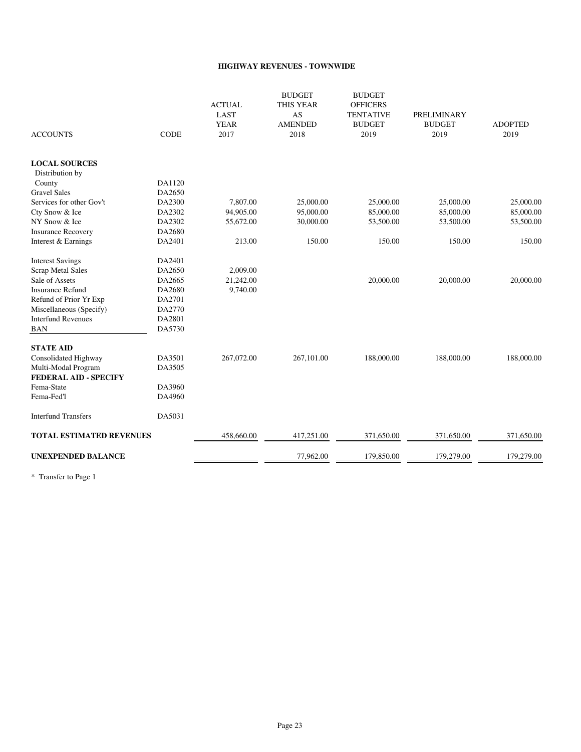## HIGHWAY REVENUES - TOWNWIDE

| ACCOUNTS | CODE | ACTUAL LAST YEAR 2017 | BUDGET THIS YEAR AS AMENDED 2018 | BUDGET OFFICERS TENTATIVE BUDGET 2019 | PRELIMINARY BUDGET 2019 | ADOPTED 2019 |
|---|---|---|---|---|---|---|
| **LOCAL SOURCES** | | | | | | |
| Distribution by County | DA1120 | | | | | |
| Gravel Sales | DA2650 | | | | | |
| Services for other Gov't | DA2300 | 7,807.00 | 25,000.00 | 25,000.00 | 25,000.00 | 25,000.00 |
| Cty Snow & Ice | DA2302 | 94,905.00 | 95,000.00 | 85,000.00 | 85,000.00 | 85,000.00 |
| NY Snow & Ice | DA2302 | 55,672.00 | 30,000.00 | 53,500.00 | 53,500.00 | 53,500.00 |
| Insurance Recovery | DA2680 | | | | | |
| Interest & Earnings | DA2401 | 213.00 | 150.00 | 150.00 | 150.00 | 150.00 |
| Interest Savings | DA2401 | | | | | |
| Scrap Metal Sales | DA2650 | 2,009.00 | | | | |
| Sale of Assets | DA2665 | 21,242.00 | | 20,000.00 | 20,000.00 | 20,000.00 |
| Insurance Refund | DA2680 | 9,740.00 | | | | |
| Refund of Prior Yr Exp | DA2701 | | | | | |
| Miscellaneous (Specify) | DA2770 | | | | | |
| Interfund Revenues | DA2801 | | | | | |
| BAN | DA5730 | | | | | |
| **STATE AID** | | | | | | |
| Consolidated Highway | DA3501 | 267,072.00 | 267,101.00 | 188,000.00 | 188,000.00 | 188,000.00 |
| Multi-Modal Program | DA3505 | | | | | |
| **FEDERAL AID - SPECIFY** | | | | | | |
| Fema-State | DA3960 | | | | | |
| Fema-Fed'l | DA4960 | | | | | |
| Interfund Transfers | DA5031 | | | | | |
| **TOTAL ESTIMATED REVENUES** | | 458,660.00 | 417,251.00 | 371,650.00 | 371,650.00 | 371,650.00 |
| **UNEXPENDED BALANCE** | | | 77,962.00 | 179,850.00 | 179,279.00 | 179,279.00 |

* Transfer to Page 1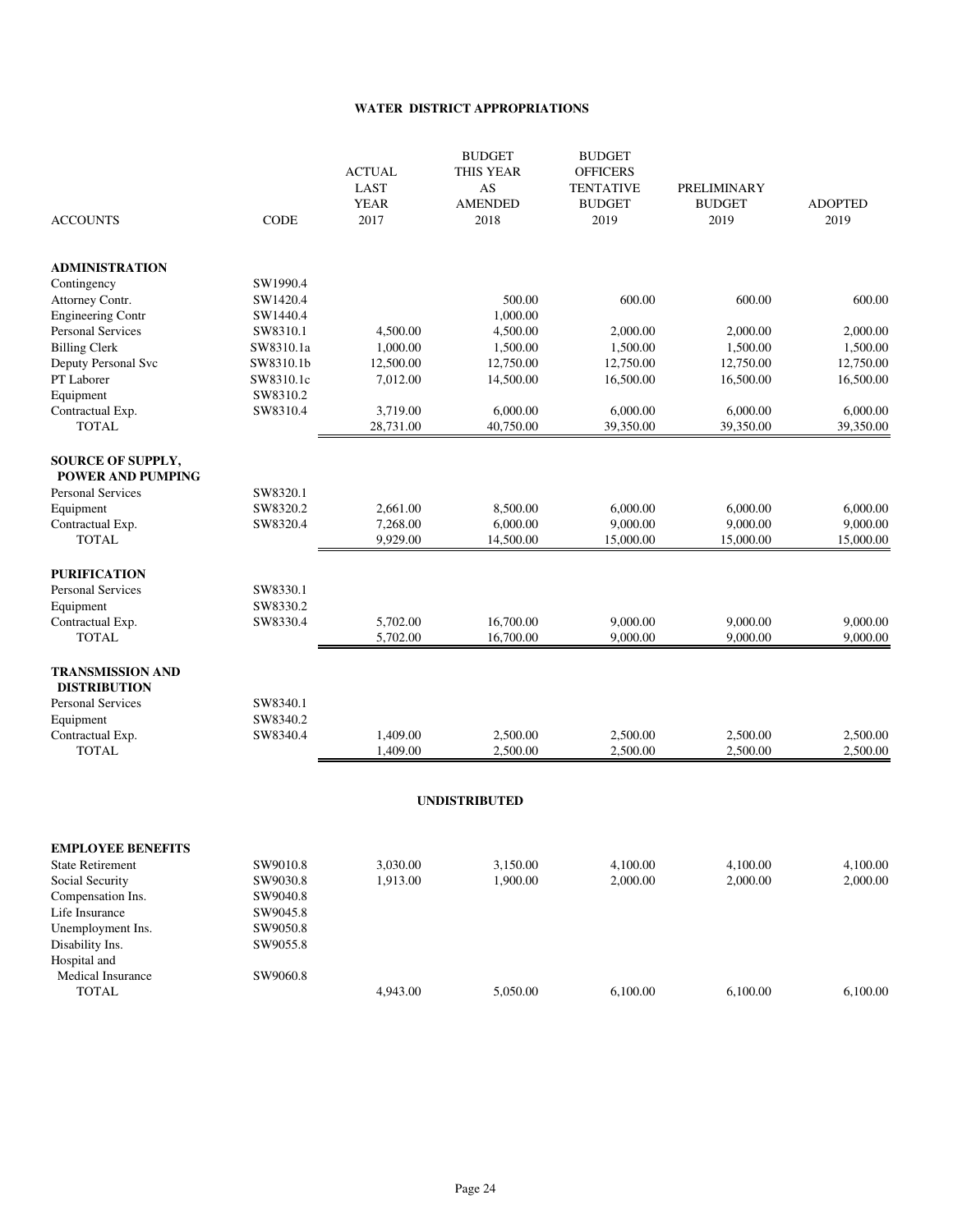# WATER DISTRICT APPROPRIATIONS

| ACCOUNTS | CODE | ACTUAL LAST YEAR 2017 | BUDGET THIS YEAR AS AMENDED 2018 | BUDGET OFFICERS TENTATIVE BUDGET 2019 | PRELIMINARY BUDGET 2019 | ADOPTED 2019 |
|---|---|---|---|---|---|---|
| **ADMINISTRATION** | | | | | | |
| Contingency | SW1990.4 | | | | | |
| Attorney Contr. | SW1420.4 | | 500.00 | 600.00 | 600.00 | 600.00 |
| Engineering Contr | SW1440.4 | | 1,000.00 | | | |
| Personal Services | SW8310.1 | 4,500.00 | 4,500.00 | 2,000.00 | 2,000.00 | 2,000.00 |
| Billing Clerk | SW8310.1a | 1,000.00 | 1,500.00 | 1,500.00 | 1,500.00 | 1,500.00 |
| Deputy Personal Svc | SW8310.1b | 12,500.00 | 12,750.00 | 12,750.00 | 12,750.00 | 12,750.00 |
| PT Laborer | SW8310.1c | 7,012.00 | 14,500.00 | 16,500.00 | 16,500.00 | 16,500.00 |
| Equipment | SW8310.2 | | | | | |
| Contractual Exp. | SW8310.4 | 3,719.00 | 6,000.00 | 6,000.00 | 6,000.00 | 6,000.00 |
| TOTAL | | 28,731.00 | 40,750.00 | 39,350.00 | 39,350.00 | 39,350.00 |
| **SOURCE OF SUPPLY, POWER AND PUMPING** | | | | | | |
| Personal Services | SW8320.1 | | | | | |
| Equipment | SW8320.2 | 2,661.00 | 8,500.00 | 6,000.00 | 6,000.00 | 6,000.00 |
| Contractual Exp. | SW8320.4 | 7,268.00 | 6,000.00 | 9,000.00 | 9,000.00 | 9,000.00 |
| TOTAL | | 9,929.00 | 14,500.00 | 15,000.00 | 15,000.00 | 15,000.00 |
| **PURIFICATION** | | | | | | |
| Personal Services | SW8330.1 | | | | | |
| Equipment | SW8330.2 | | | | | |
| Contractual Exp. | SW8330.4 | 5,702.00 | 16,700.00 | 9,000.00 | 9,000.00 | 9,000.00 |
| TOTAL | | 5,702.00 | 16,700.00 | 9,000.00 | 9,000.00 | 9,000.00 |
| **TRANSMISSION AND DISTRIBUTION** | | | | | | |
| Personal Services | SW8340.1 | | | | | |
| Equipment | SW8340.2 | | | | | |
| Contractual Exp. | SW8340.4 | 1,409.00 | 2,500.00 | 2,500.00 | 2,500.00 | 2,500.00 |
| TOTAL | | 1,409.00 | 2,500.00 | 2,500.00 | 2,500.00 | 2,500.00 |

## UNDISTRIBUTED

| ACCOUNTS | CODE | ACTUAL LAST YEAR 2017 | BUDGET THIS YEAR AS AMENDED 2018 | BUDGET OFFICERS TENTATIVE BUDGET 2019 | PRELIMINARY BUDGET 2019 | ADOPTED 2019 |
|---|---|---|---|---|---|---|
| **EMPLOYEE BENEFITS** | | | | | | |
| State Retirement | SW9010.8 | 3,030.00 | 3,150.00 | 4,100.00 | 4,100.00 | 4,100.00 |
| Social Security | SW9030.8 | 1,913.00 | 1,900.00 | 2,000.00 | 2,000.00 | 2,000.00 |
| Compensation Ins. | SW9040.8 | | | | | |
| Life Insurance | SW9045.8 | | | | | |
| Unemployment Ins. | SW9050.8 | | | | | |
| Disability Ins. | SW9055.8 | | | | | |
| Hospital and Medical Insurance | SW9060.8 | | | | | |
| TOTAL | | 4,943.00 | 5,050.00 | 6,100.00 | 6,100.00 | 6,100.00 |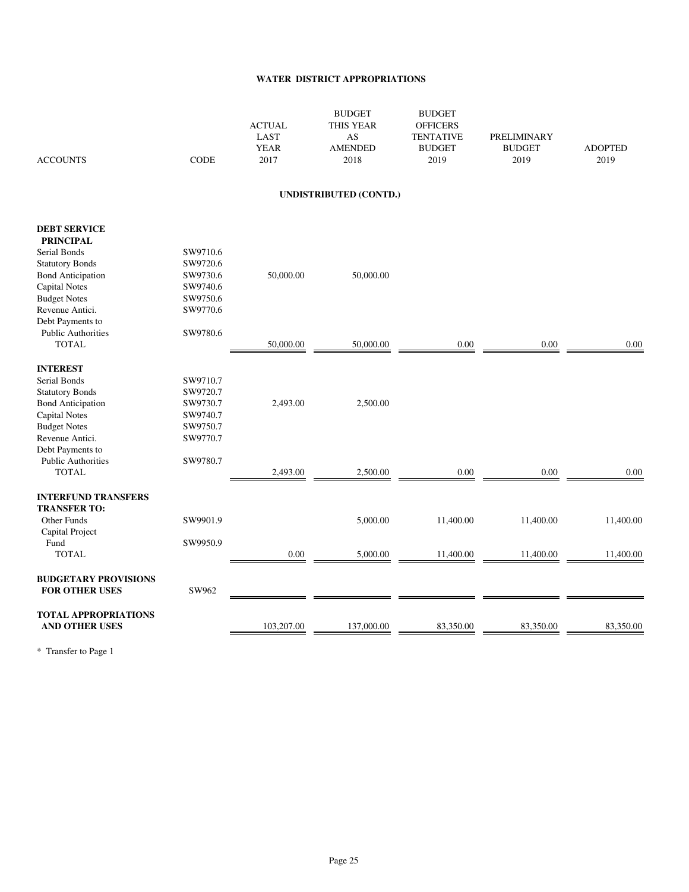## WATER DISTRICT APPROPRIATIONS

| ACCOUNTS | CODE | ACTUAL LAST YEAR 2017 | BUDGET THIS YEAR AS AMENDED 2018 | BUDGET OFFICERS TENTATIVE BUDGET 2019 | PRELIMINARY BUDGET 2019 | ADOPTED 2019 |
|---|---|---|---|---|---|---|
| | | | **UNDISTRIBUTED (CONTD.)** | | | |
| **DEBT SERVICE** | | | | | | |
| **PRINCIPAL** | | | | | | |
| Serial Bonds | SW9710.6 | | | | | |
| Statutory Bonds | SW9720.6 | | | | | |
| Bond Anticipation | SW9730.6 | 50,000.00 | 50,000.00 | | | |
| Capital Notes | SW9740.6 | | | | | |
| Budget Notes | SW9750.6 | | | | | |
| Revenue Antici. | SW9770.6 | | | | | |
| Debt Payments to Public Authorities | SW9780.6 | | | | | |
| TOTAL | | 50,000.00 | 50,000.00 | 0.00 | 0.00 | 0.00 |
| **INTEREST** | | | | | | |
| Serial Bonds | SW9710.7 | | | | | |
| Statutory Bonds | SW9720.7 | | | | | |
| Bond Anticipation | SW9730.7 | 2,493.00 | 2,500.00 | | | |
| Capital Notes | SW9740.7 | | | | | |
| Budget Notes | SW9750.7 | | | | | |
| Revenue Antici. | SW9770.7 | | | | | |
| Debt Payments to Public Authorities | SW9780.7 | | | | | |
| TOTAL | | 2,493.00 | 2,500.00 | 0.00 | 0.00 | 0.00 |
| **INTERFUND TRANSFERS** | | | | | | |
| **TRANSFER TO:** | | | | | | |
| Other Funds | SW9901.9 | | 5,000.00 | 11,400.00 | 11,400.00 | 11,400.00 |
| Capital Project Fund | SW9950.9 | | | | | |
| TOTAL | | 0.00 | 5,000.00 | 11,400.00 | 11,400.00 | 11,400.00 |
| **BUDGETARY PROVISIONS FOR OTHER USES** | SW962 | | | | | |
| **TOTAL APPROPRIATIONS AND OTHER USES** | | 103,207.00 | 137,000.00 | 83,350.00 | 83,350.00 | 83,350.00 |

* Transfer to Page 1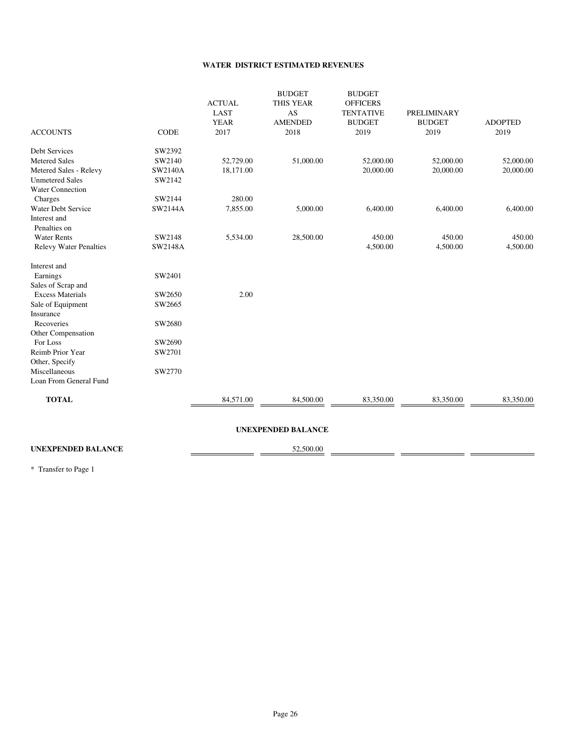## WATER DISTRICT ESTIMATED REVENUES

| ACCOUNTS | CODE | ACTUAL LAST YEAR 2017 | BUDGET THIS YEAR AS AMENDED 2018 | BUDGET OFFICERS TENTATIVE BUDGET 2019 | PRELIMINARY BUDGET 2019 | ADOPTED 2019 |
|---|---|---|---|---|---|---|
| Debt Services | SW2392 | | | | | |
| Metered Sales | SW2140 | 52,729.00 | 51,000.00 | 52,000.00 | 52,000.00 | 52,000.00 |
| Metered Sales - Relevy | SW2140A | 18,171.00 | | 20,000.00 | 20,000.00 | 20,000.00 |
| Unmetered Sales | SW2142 | | | | | |
| Water Connection Charges | SW2144 | 280.00 | | | | |
| Water Debt Service | SW2144A | 7,855.00 | 5,000.00 | 6,400.00 | 6,400.00 | 6,400.00 |
| Interest and Penalties on Water Rents | SW2148 | 5,534.00 | 28,500.00 | 450.00 | 450.00 | 450.00 |
| Relevy Water Penalties | SW2148A | | | 4,500.00 | 4,500.00 | 4,500.00 |
| Interest and Earnings | SW2401 | | | | | |
| Sales of Scrap and Excess Materials | SW2650 | 2.00 | | | | |
| Sale of Equipment | SW2665 | | | | | |
| Insurance Recoveries | SW2680 | | | | | |
| Other Compensation For Loss | SW2690 | | | | | |
| Reimb Prior Year | SW2701 | | | | | |
| Other, Specify Miscellaneous | SW2770 | | | | | |
| Loan From General Fund | | | | | | |
| **TOTAL** | | 84,571.00 | 84,500.00 | 83,350.00 | 83,350.00 | 83,350.00 |

### UNEXPENDED BALANCE

| | | | | | | |
|---|---|---|---|---|---|---|
| **UNEXPENDED BALANCE** | | | 52,500.00 | | | |

\* Transfer to Page 1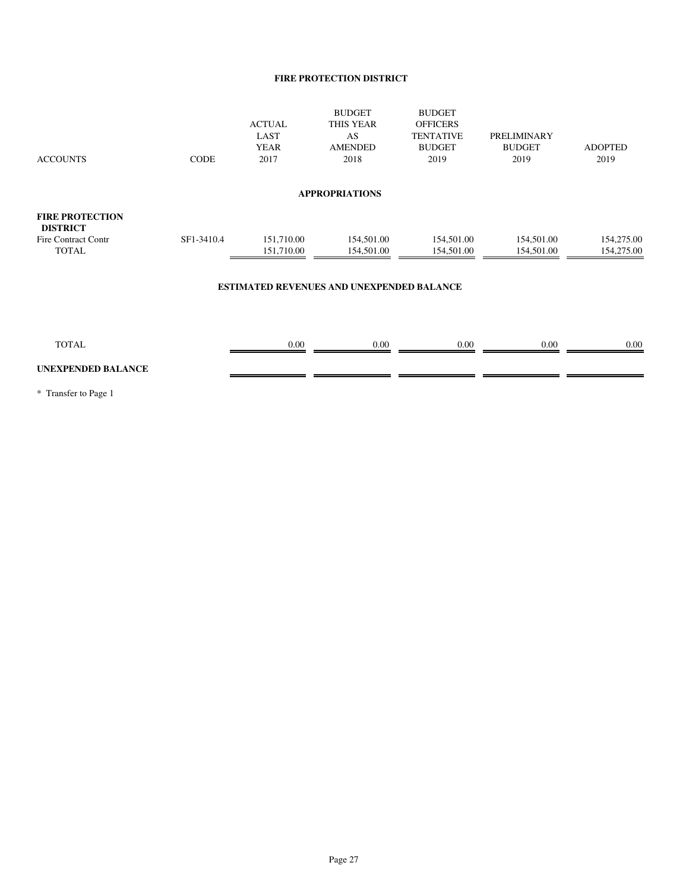# FIRE PROTECTION DISTRICT

| ACCOUNTS | CODE | ACTUAL LAST YEAR 2017 | BUDGET THIS YEAR AS AMENDED 2018 | BUDGET OFFICERS TENTATIVE BUDGET 2019 | PRELIMINARY BUDGET 2019 | ADOPTED 2019 |
|---|---|---|---|---|---|---|
| **APPROPRIATIONS** | | | | | | |
| **FIRE PROTECTION DISTRICT** | | | | | | |
| Fire Contract Contr | SF1-3410.4 | 151,710.00 | 154,501.00 | 154,501.00 | 154,501.00 | 154,275.00 |
| TOTAL | | 151,710.00 | 154,501.00 | 154,501.00 | 154,501.00 | 154,275.00 |
| **ESTIMATED REVENUES AND UNEXPENDED BALANCE** | | | | | | |
| TOTAL | | 0.00 | 0.00 | 0.00 | 0.00 | 0.00 |
| **UNEXPENDED BALANCE** | | | | | | |

* Transfer to Page 1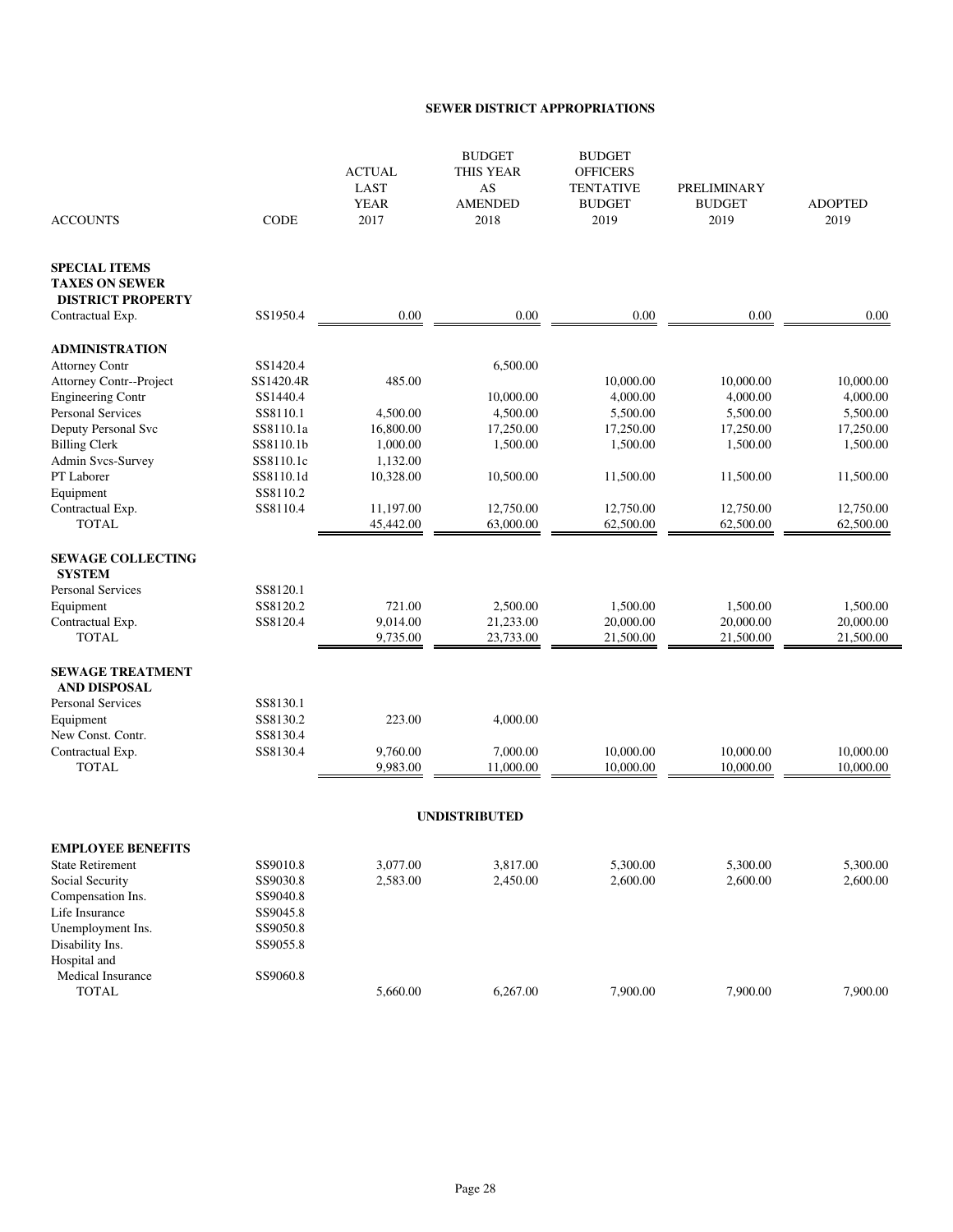# SEWER DISTRICT APPROPRIATIONS

| ACCOUNTS | CODE | ACTUAL LAST YEAR 2017 | BUDGET THIS YEAR AS AMENDED 2018 | BUDGET OFFICERS TENTATIVE BUDGET 2019 | PRELIMINARY BUDGET 2019 | ADOPTED 2019 |
|---|---|---|---|---|---|---|
| **SPECIAL ITEMS TAXES ON SEWER DISTRICT PROPERTY** | | | | | | |
| Contractual Exp. | SS1950.4 | 0.00 | 0.00 | 0.00 | 0.00 | 0.00 |
| **ADMINISTRATION** | | | | | | |
| Attorney Contr | SS1420.4 | | 6,500.00 | | | |
| Attorney Contr--Project | SS1420.4R | 485.00 | | 10,000.00 | 10,000.00 | 10,000.00 |
| Engineering Contr | SS1440.4 | | 10,000.00 | 4,000.00 | 4,000.00 | 4,000.00 |
| Personal Services | SS8110.1 | 4,500.00 | 4,500.00 | 5,500.00 | 5,500.00 | 5,500.00 |
| Deputy Personal Svc | SS8110.1a | 16,800.00 | 17,250.00 | 17,250.00 | 17,250.00 | 17,250.00 |
| Billing Clerk | SS8110.1b | 1,000.00 | 1,500.00 | 1,500.00 | 1,500.00 | 1,500.00 |
| Admin Svcs-Survey | SS8110.1c | 1,132.00 | | | | |
| PT Laborer | SS8110.1d | 10,328.00 | 10,500.00 | 11,500.00 | 11,500.00 | 11,500.00 |
| Equipment | SS8110.2 | | | | | |
| Contractual Exp. | SS8110.4 | 11,197.00 | 12,750.00 | 12,750.00 | 12,750.00 | 12,750.00 |
| TOTAL | | 45,442.00 | 63,000.00 | 62,500.00 | 62,500.00 | 62,500.00 |
| **SEWAGE COLLECTING SYSTEM** | | | | | | |
| Personal Services | SS8120.1 | | | | | |
| Equipment | SS8120.2 | 721.00 | 2,500.00 | 1,500.00 | 1,500.00 | 1,500.00 |
| Contractual Exp. | SS8120.4 | 9,014.00 | 21,233.00 | 20,000.00 | 20,000.00 | 20,000.00 |
| TOTAL | | 9,735.00 | 23,733.00 | 21,500.00 | 21,500.00 | 21,500.00 |
| **SEWAGE TREATMENT AND DISPOSAL** | | | | | | |
| Personal Services | SS8130.1 | | | | | |
| Equipment | SS8130.2 | 223.00 | 4,000.00 | | | |
| New Const. Contr. | SS8130.4 | | | | | |
| Contractual Exp. | SS8130.4 | 9,760.00 | 7,000.00 | 10,000.00 | 10,000.00 | 10,000.00 |
| TOTAL | | 9,983.00 | 11,000.00 | 10,000.00 | 10,000.00 | 10,000.00 |

## UNDISTRIBUTED

| ACCOUNTS | CODE | ACTUAL LAST YEAR 2017 | BUDGET THIS YEAR AS AMENDED 2018 | BUDGET OFFICERS TENTATIVE BUDGET 2019 | PRELIMINARY BUDGET 2019 | ADOPTED 2019 |
|---|---|---|---|---|---|---|
| **EMPLOYEE BENEFITS** | | | | | | |
| State Retirement | SS9010.8 | 3,077.00 | 3,817.00 | 5,300.00 | 5,300.00 | 5,300.00 |
| Social Security | SS9030.8 | 2,583.00 | 2,450.00 | 2,600.00 | 2,600.00 | 2,600.00 |
| Compensation Ins. | SS9040.8 | | | | | |
| Life Insurance | SS9045.8 | | | | | |
| Unemployment Ins. | SS9050.8 | | | | | |
| Disability Ins. | SS9055.8 | | | | | |
| Hospital and Medical Insurance | SS9060.8 | | | | | |
| TOTAL | | 5,660.00 | 6,267.00 | 7,900.00 | 7,900.00 | 7,900.00 |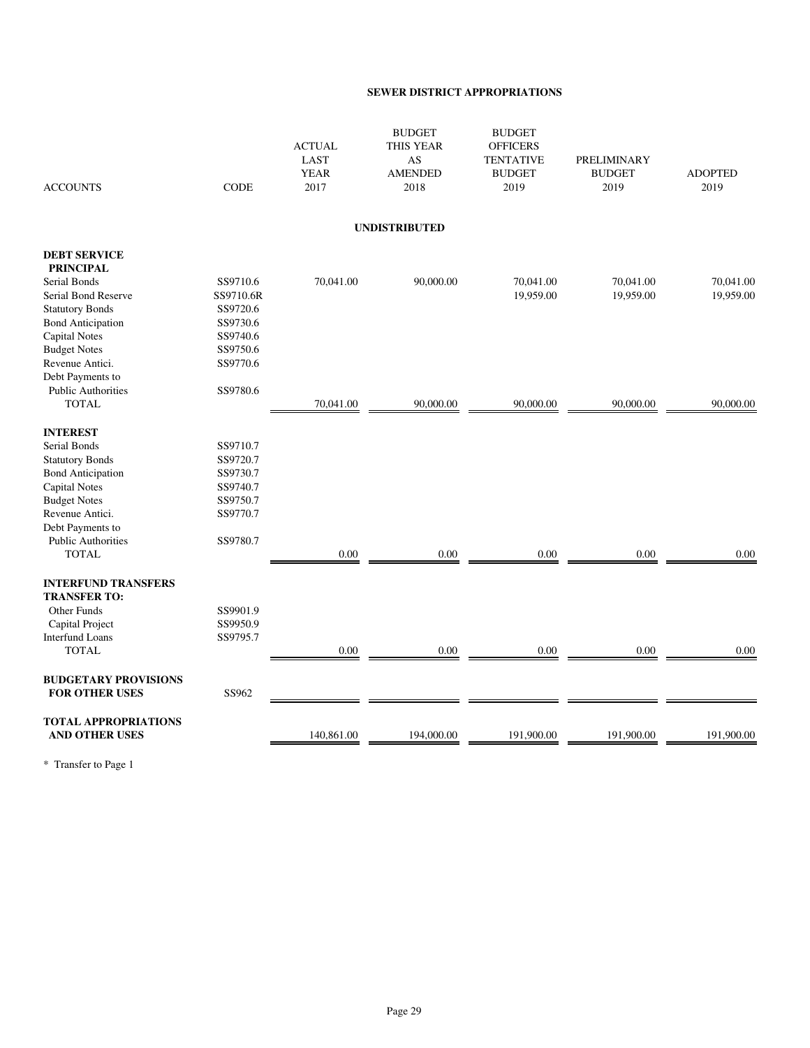## SEWER DISTRICT APPROPRIATIONS

| ACCOUNTS | CODE | ACTUAL LAST YEAR 2017 | BUDGET THIS YEAR AS AMENDED 2018 | BUDGET OFFICERS TENTATIVE BUDGET 2019 | PRELIMINARY BUDGET 2019 | ADOPTED 2019 |
|---|---|---|---|---|---|---|
| | | | **UNDISTRIBUTED** | | | |
| **DEBT SERVICE** | | | | | | |
| **PRINCIPAL** | | | | | | |
| Serial Bonds | SS9710.6 | 70,041.00 | 90,000.00 | 70,041.00 | 70,041.00 | 70,041.00 |
| Serial Bond Reserve | SS9710.6R | | | 19,959.00 | 19,959.00 | 19,959.00 |
| Statutory Bonds | SS9720.6 | | | | | |
| Bond Anticipation | SS9730.6 | | | | | |
| Capital Notes | SS9740.6 | | | | | |
| Budget Notes | SS9750.6 | | | | | |
| Revenue Antici. | SS9770.6 | | | | | |
| Debt Payments to Public Authorities | SS9780.6 | | | | | |
| TOTAL | | 70,041.00 | 90,000.00 | 90,000.00 | 90,000.00 | 90,000.00 |
| **INTEREST** | | | | | | |
| Serial Bonds | SS9710.7 | | | | | |
| Statutory Bonds | SS9720.7 | | | | | |
| Bond Anticipation | SS9730.7 | | | | | |
| Capital Notes | SS9740.7 | | | | | |
| Budget Notes | SS9750.7 | | | | | |
| Revenue Antici. | SS9770.7 | | | | | |
| Debt Payments to Public Authorities | SS9780.7 | | | | | |
| TOTAL | | 0.00 | 0.00 | 0.00 | 0.00 | 0.00 |
| **INTERFUND TRANSFERS** | | | | | | |
| **TRANSFER TO:** | | | | | | |
| Other Funds | SS9901.9 | | | | | |
| Capital Project | SS9950.9 | | | | | |
| Interfund Loans | SS9795.7 | | | | | |
| TOTAL | | 0.00 | 0.00 | 0.00 | 0.00 | 0.00 |
| **BUDGETARY PROVISIONS FOR OTHER USES** | SS962 | | | | | |
| **TOTAL APPROPRIATIONS AND OTHER USES** | | 140,861.00 | 194,000.00 | 191,900.00 | 191,900.00 | 191,900.00 |

* Transfer to Page 1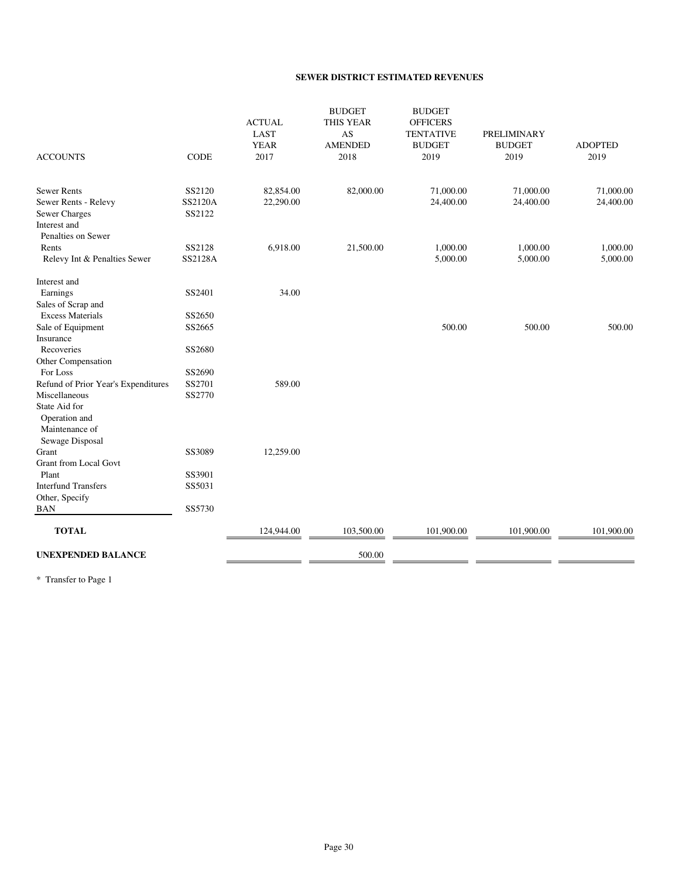## SEWER DISTRICT ESTIMATED REVENUES

| ACCOUNTS | CODE | ACTUAL LAST YEAR 2017 | BUDGET THIS YEAR AS AMENDED 2018 | BUDGET OFFICERS TENTATIVE BUDGET 2019 | PRELIMINARY BUDGET 2019 | ADOPTED 2019 |
|---|---|---|---|---|---|---|
| Sewer Rents | SS2120 | 82,854.00 | 82,000.00 | 71,000.00 | 71,000.00 | 71,000.00 |
| Sewer Rents - Relevy | SS2120A | 22,290.00 | | 24,400.00 | 24,400.00 | 24,400.00 |
| Sewer Charges | SS2122 | | | | | |
| Interest and Penalties on Sewer Rents | SS2128 | 6,918.00 | 21,500.00 | 1,000.00 | 1,000.00 | 1,000.00 |
| Relevy Int & Penalties Sewer | SS2128A | | | 5,000.00 | 5,000.00 | 5,000.00 |
| Interest and Earnings | SS2401 | 34.00 | | | | |
| Sales of Scrap and Excess Materials | SS2650 | | | | | |
| Sale of Equipment | SS2665 | | | 500.00 | 500.00 | 500.00 |
| Insurance Recoveries | SS2680 | | | | | |
| Other Compensation For Loss | SS2690 | | | | | |
| Refund of Prior Year's Expenditures | SS2701 | 589.00 | | | | |
| Miscellaneous | SS2770 | | | | | |
| State Aid for Operation and Maintenance of Sewage Disposal | | | | | | |
| Grant | SS3089 | 12,259.00 | | | | |
| Grant from Local Govt Plant | SS3901 | | | | | |
| Interfund Transfers | SS5031 | | | | | |
| Other, Specify BAN | SS5730 | | | | | |
| **TOTAL** | | 124,944.00 | 103,500.00 | 101,900.00 | 101,900.00 | 101,900.00 |
| **UNEXPENDED BALANCE** | | | 500.00 | | | |

* Transfer to Page 1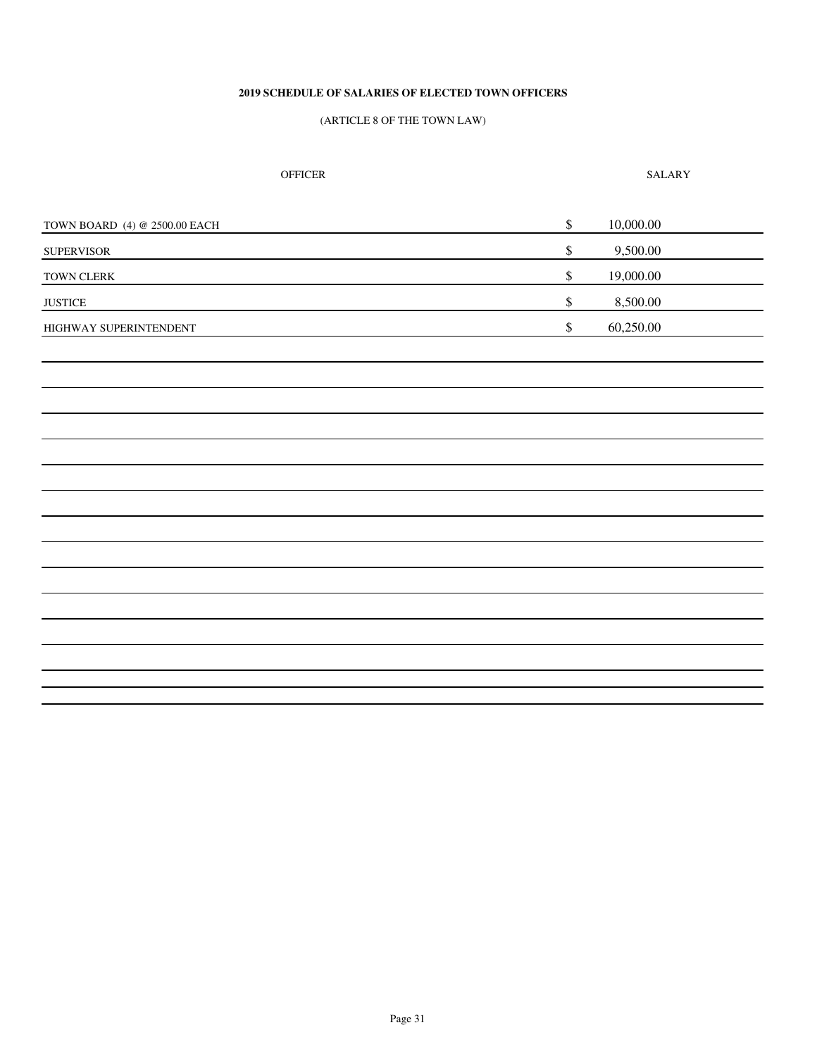**2019 SCHEDULE OF SALARIES OF ELECTED TOWN OFFICERS**

(ARTICLE 8 OF THE TOWN LAW)

| OFFICER | SALARY |
|---|---|
| TOWN BOARD (4) @ 2500.00 EACH | $ 10,000.00 |
| SUPERVISOR | $ 9,500.00 |
| TOWN CLERK | $ 19,000.00 |
| JUSTICE | $ 8,500.00 |
| HIGHWAY SUPERINTENDENT | $ 60,250.00 |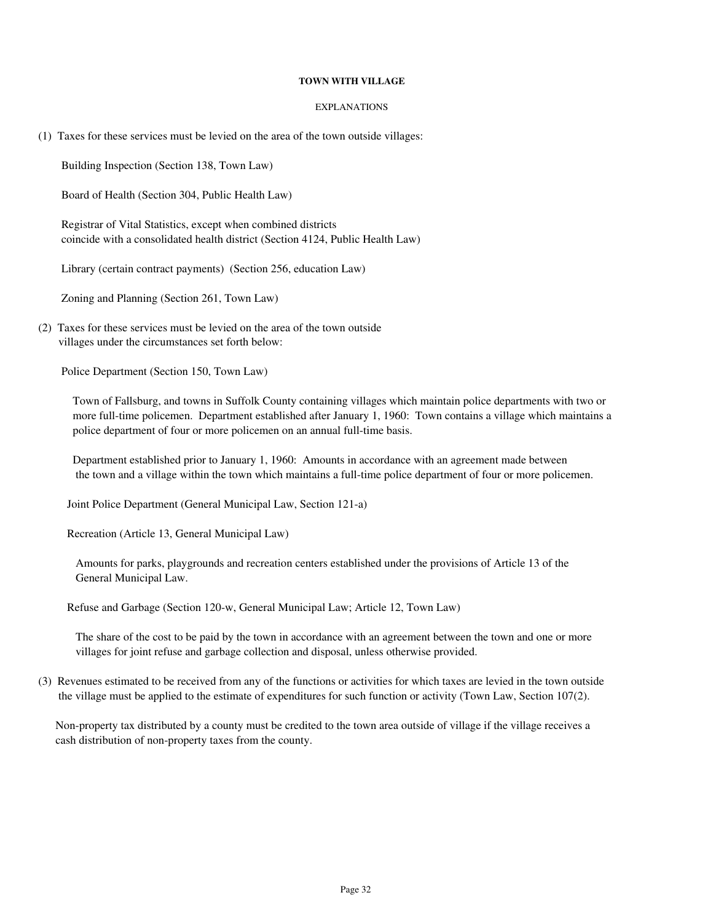**TOWN WITH VILLAGE**

EXPLANATIONS

(1) Taxes for these services must be levied on the area of the town outside villages:

Building Inspection (Section 138, Town Law)

Board of Health (Section 304, Public Health Law)

Registrar of Vital Statistics, except when combined districts coincide with a consolidated health district (Section 4124, Public Health Law)

Library (certain contract payments) (Section 256, education Law)

Zoning and Planning (Section 261, Town Law)

(2) Taxes for these services must be levied on the area of the town outside villages under the circumstances set forth below:

Police Department (Section 150, Town Law)

Town of Fallsburg, and towns in Suffolk County containing villages which maintain police departments with two or more full-time policemen. Department established after January 1, 1960: Town contains a village which maintains a police department of four or more policemen on an annual full-time basis.

Department established prior to January 1, 1960: Amounts in accordance with an agreement made between the town and a village within the town which maintains a full-time police department of four or more policemen.

Joint Police Department (General Municipal Law, Section 121-a)

Recreation (Article 13, General Municipal Law)

Amounts for parks, playgrounds and recreation centers established under the provisions of Article 13 of the General Municipal Law.

Refuse and Garbage (Section 120-w, General Municipal Law; Article 12, Town Law)

The share of the cost to be paid by the town in accordance with an agreement between the town and one or more villages for joint refuse and garbage collection and disposal, unless otherwise provided.

(3) Revenues estimated to be received from any of the functions or activities for which taxes are levied in the town outside the village must be applied to the estimate of expenditures for such function or activity (Town Law, Section 107(2).

Non-property tax distributed by a county must be credited to the town area outside of village if the village receives a cash distribution of non-property taxes from the county.